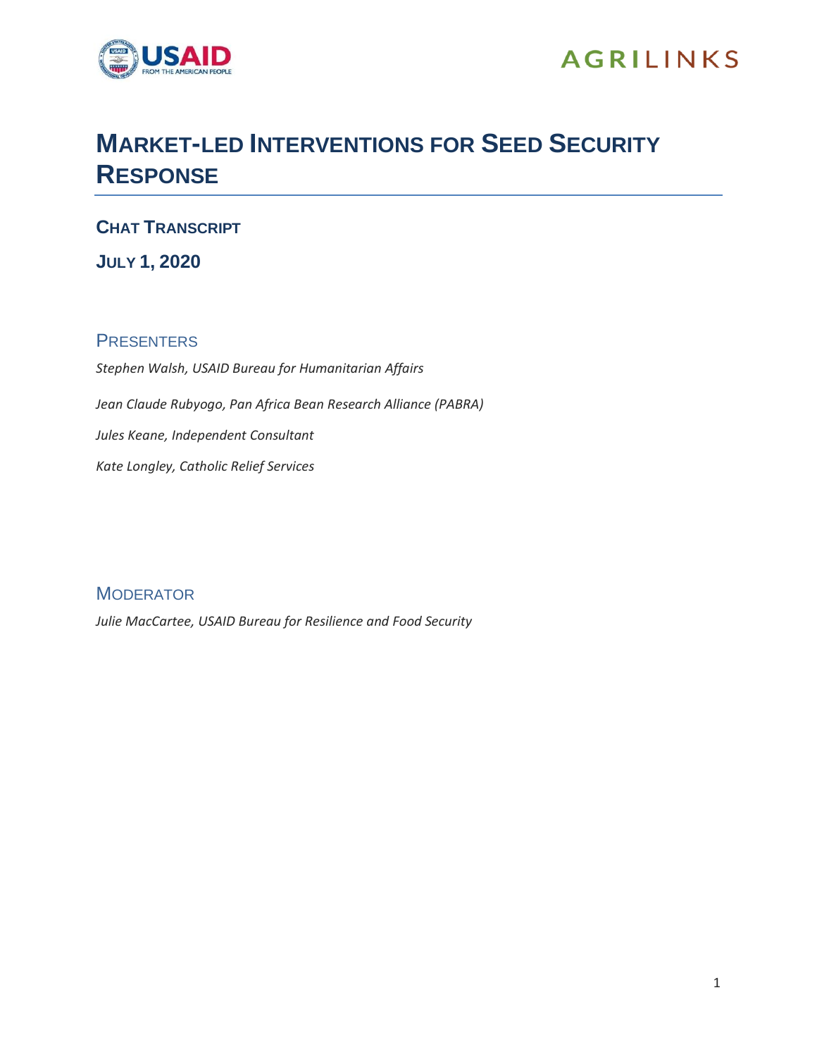# Market-led Interventions for Seed Security Response

## Chat Transcript

## July 1, 2020

### Presenters

*Stephen Walsh, USAID Bureau for Humanitarian Affairs*

*Jean Claude Rubyogo, Pan Africa Bean Research Alliance (PABRA)*

*Jules Keane, Independent Consultant*

*Kate Longley, Catholic Relief Services*

### Moderator

*Julie MacCartee, USAID Bureau for Resilience and Food Security*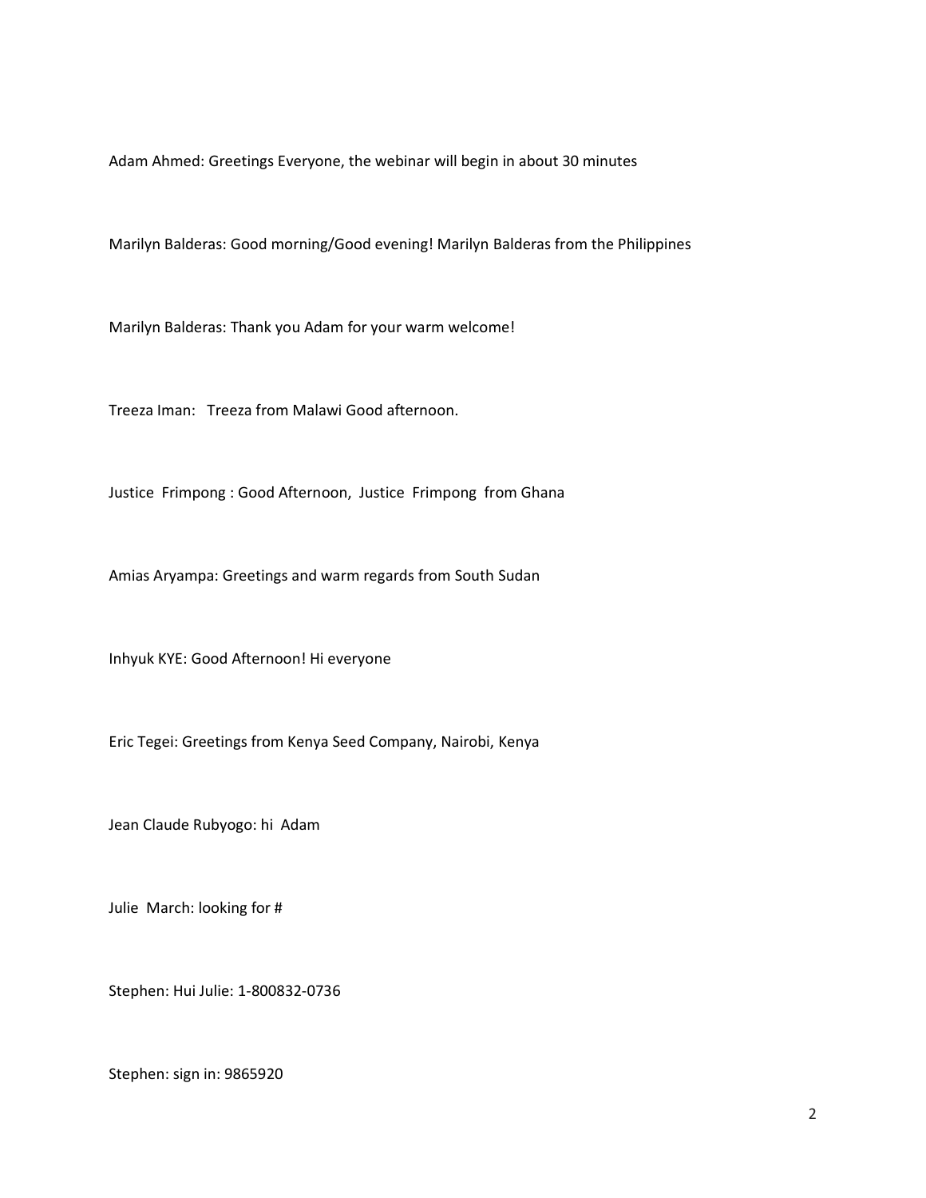Adam Ahmed: Greetings Everyone, the webinar will begin in about 30 minutes

Marilyn Balderas: Good morning/Good evening! Marilyn Balderas from the Philippines

Marilyn Balderas: Thank you Adam for your warm welcome!

Treeza Iman: Treeza from Malawi Good afternoon.

Justice Frimpong : Good Afternoon, Justice Frimpong from Ghana

Amias Aryampa: Greetings and warm regards from South Sudan

Inhyuk KYE: Good Afternoon! Hi everyone

Eric Tegei: Greetings from Kenya Seed Company, Nairobi, Kenya

Jean Claude Rubyogo: hi Adam

Julie March: looking for #

Stephen: Hui Julie: 1-800832-0736

Stephen: sign in: 9865920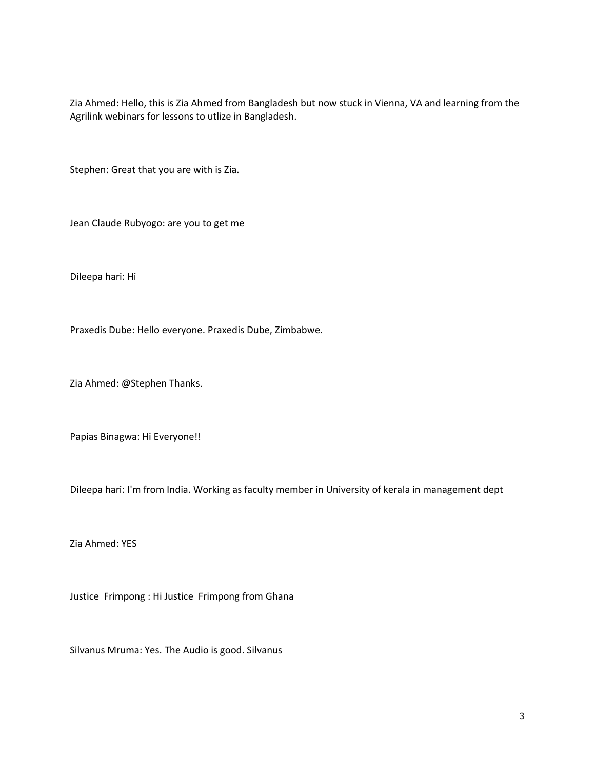Zia Ahmed: Hello, this is Zia Ahmed from Bangladesh but now stuck in Vienna, VA and learning from the Agrilink webinars for lessons to utlize in Bangladesh.

Stephen: Great that you are with is Zia.

Jean Claude Rubyogo: are you to get me

Dileepa hari: Hi

Praxedis Dube: Hello everyone. Praxedis Dube, Zimbabwe.

Zia Ahmed: @Stephen Thanks.

Papias Binagwa: Hi Everyone!!

Dileepa hari: I'm from India. Working as faculty member in University of kerala in management dept

Zia Ahmed: YES

Justice  Frimpong : Hi Justice  Frimpong from Ghana

Silvanus Mruma: Yes. The Audio is good. Silvanus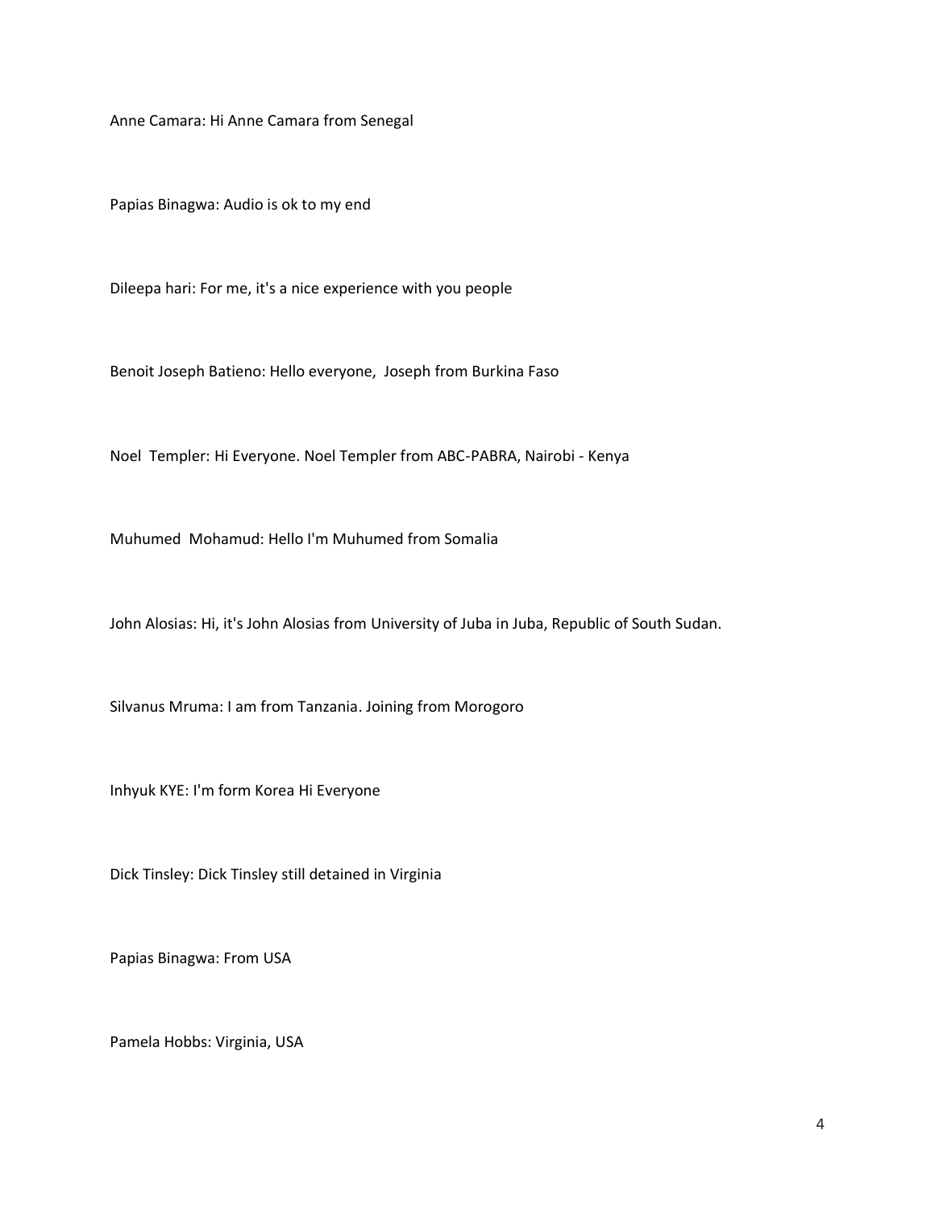Anne Camara: Hi Anne Camara from Senegal

Papias Binagwa: Audio is ok to my end

Dileepa hari: For me, it's a nice experience with you people

Benoit Joseph Batieno: Hello everyone,  Joseph from Burkina Faso

Noel  Templer: Hi Everyone. Noel Templer from ABC-PABRA, Nairobi - Kenya

Muhumed  Mohamud: Hello I'm Muhumed from Somalia

John Alosias: Hi, it's John Alosias from University of Juba in Juba, Republic of South Sudan.

Silvanus Mruma: I am from Tanzania. Joining from Morogoro

Inhyuk KYE: I'm form Korea Hi Everyone

Dick Tinsley: Dick Tinsley still detained in Virginia

Papias Binagwa: From USA

Pamela Hobbs: Virginia, USA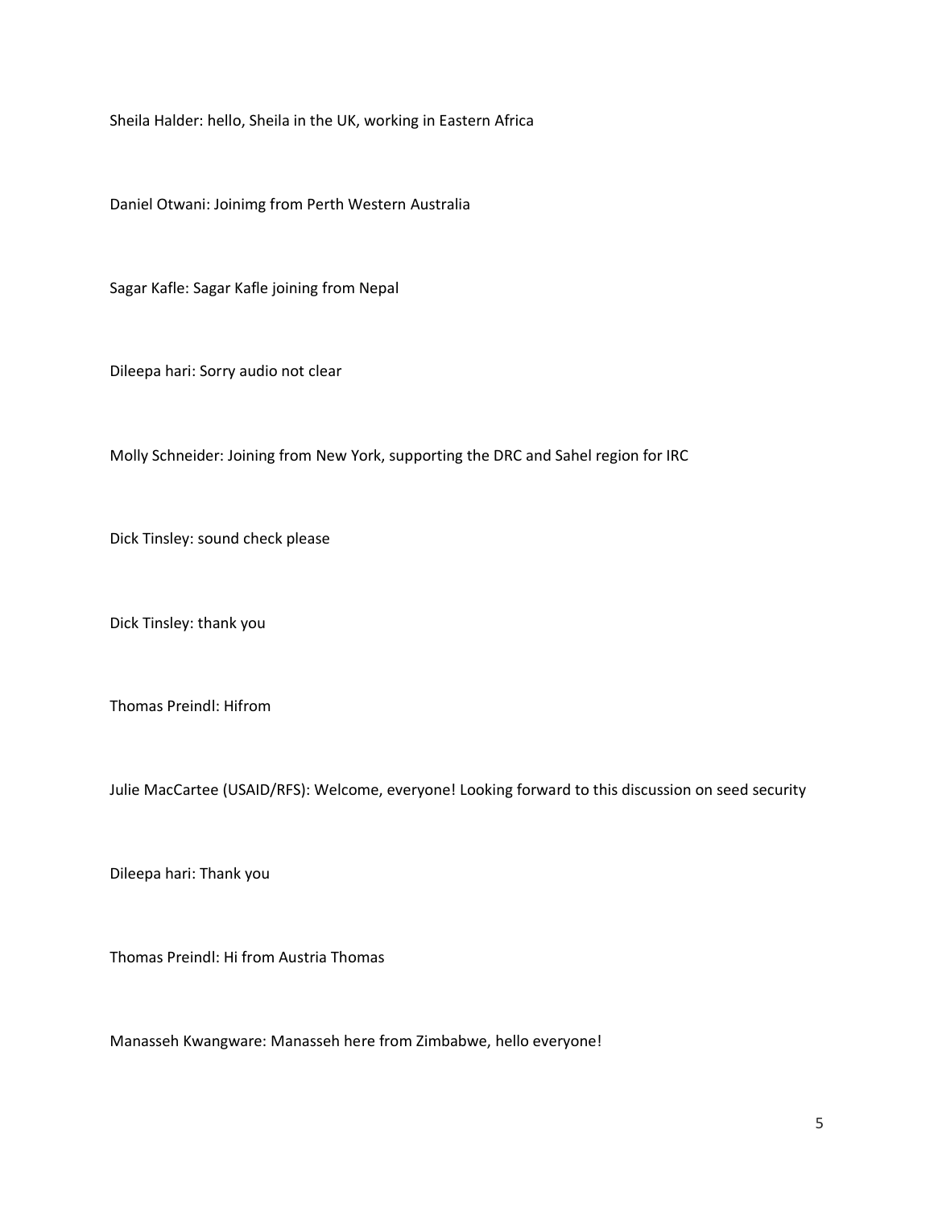Sheila Halder: hello, Sheila in the UK, working in Eastern Africa

Daniel Otwani: Joinimg from Perth Western Australia

Sagar Kafle: Sagar Kafle joining from Nepal

Dileepa hari: Sorry audio not clear

Molly Schneider: Joining from New York, supporting the DRC and Sahel region for IRC

Dick Tinsley: sound check please

Dick Tinsley: thank you

Thomas Preindl: Hifrom

Julie MacCartee (USAID/RFS): Welcome, everyone! Looking forward to this discussion on seed security

Dileepa hari: Thank you

Thomas Preindl: Hi from Austria Thomas

Manasseh Kwangware: Manasseh here from Zimbabwe, hello everyone!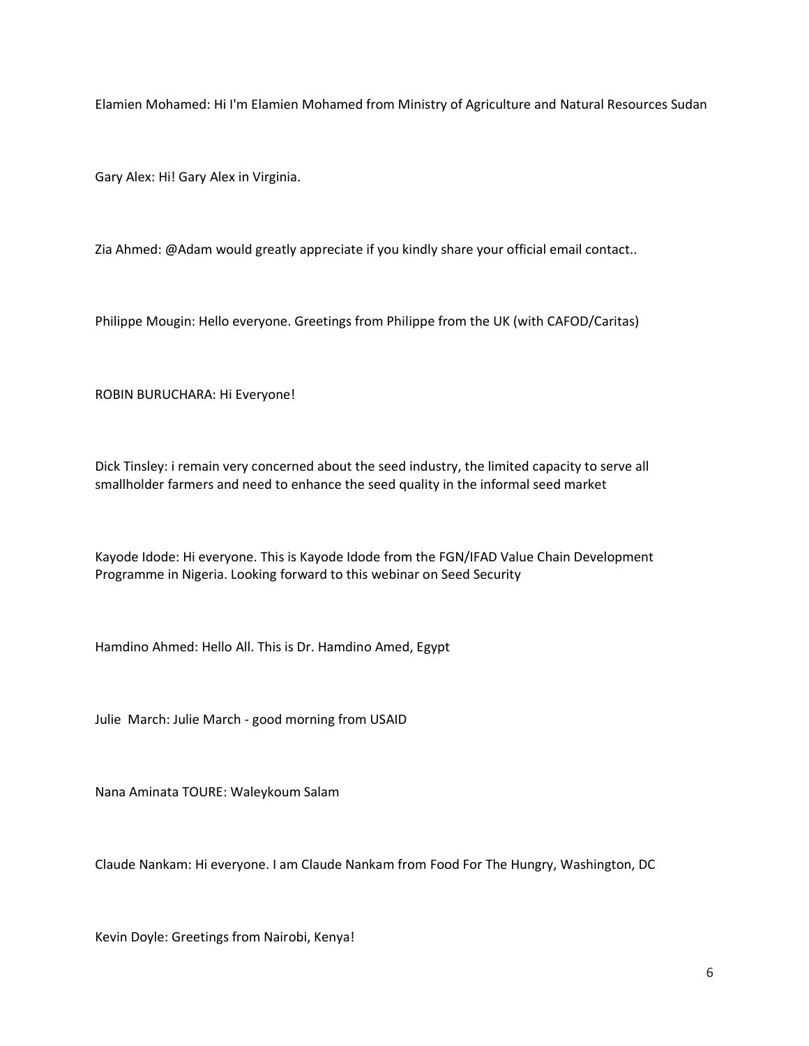Elamien Mohamed: Hi I'm Elamien Mohamed from Ministry of Agriculture and Natural Resources Sudan

Gary Alex: Hi! Gary Alex in Virginia.

Zia Ahmed: @Adam would greatly appreciate if you kindly share your official email contact..

Philippe Mougin: Hello everyone. Greetings from Philippe from the UK (with CAFOD/Caritas)

ROBIN BURUCHARA: Hi Everyone!

Dick Tinsley: i remain very concerned about the seed industry, the limited capacity to serve all smallholder farmers and need to enhance the seed quality in the informal seed market

Kayode Idode: Hi everyone. This is Kayode Idode from the FGN/IFAD Value Chain Development Programme in Nigeria. Looking forward to this webinar on Seed Security

Hamdino Ahmed: Hello All. This is Dr. Hamdino Amed, Egypt

Julie  March: Julie March - good morning from USAID

Nana Aminata TOURE: Waleykoum Salam

Claude Nankam: Hi everyone. I am Claude Nankam from Food For The Hungry, Washington, DC

Kevin Doyle: Greetings from Nairobi, Kenya!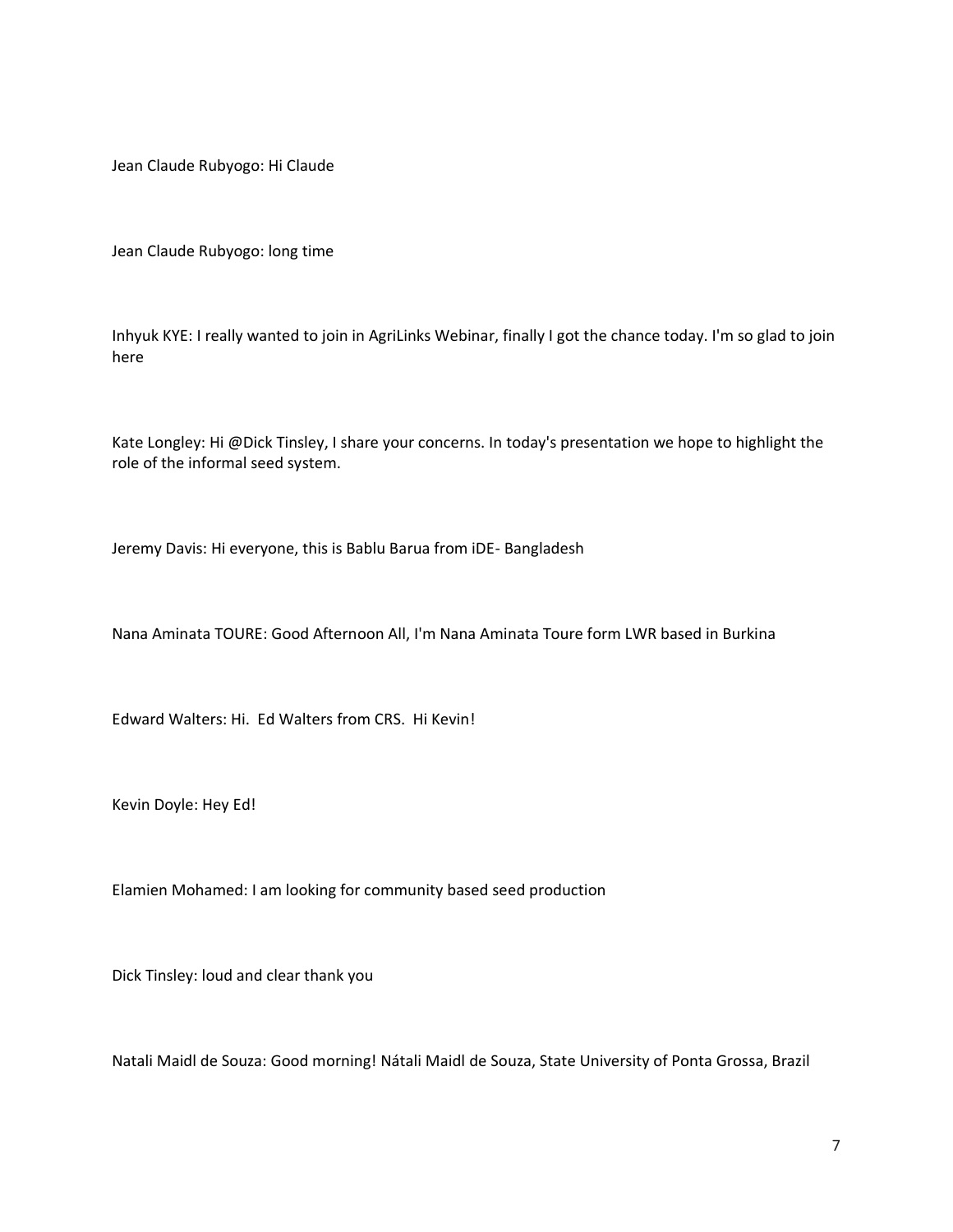Jean Claude Rubyogo: Hi Claude

Jean Claude Rubyogo: long time

Inhyuk KYE: I really wanted to join in AgriLinks Webinar, finally I got the chance today. I'm so glad to join here

Kate Longley: Hi @Dick Tinsley, I share your concerns. In today's presentation we hope to highlight the role of the informal seed system.

Jeremy Davis: Hi everyone, this is Bablu Barua from iDE- Bangladesh

Nana Aminata TOURE: Good Afternoon All, I'm Nana Aminata Toure form LWR based in Burkina

Edward Walters: Hi. Ed Walters from CRS. Hi Kevin!

Kevin Doyle: Hey Ed!

Elamien Mohamed: I am looking for community based seed production

Dick Tinsley: loud and clear thank you

Natali Maidl de Souza: Good morning! Nátali Maidl de Souza, State University of Ponta Grossa, Brazil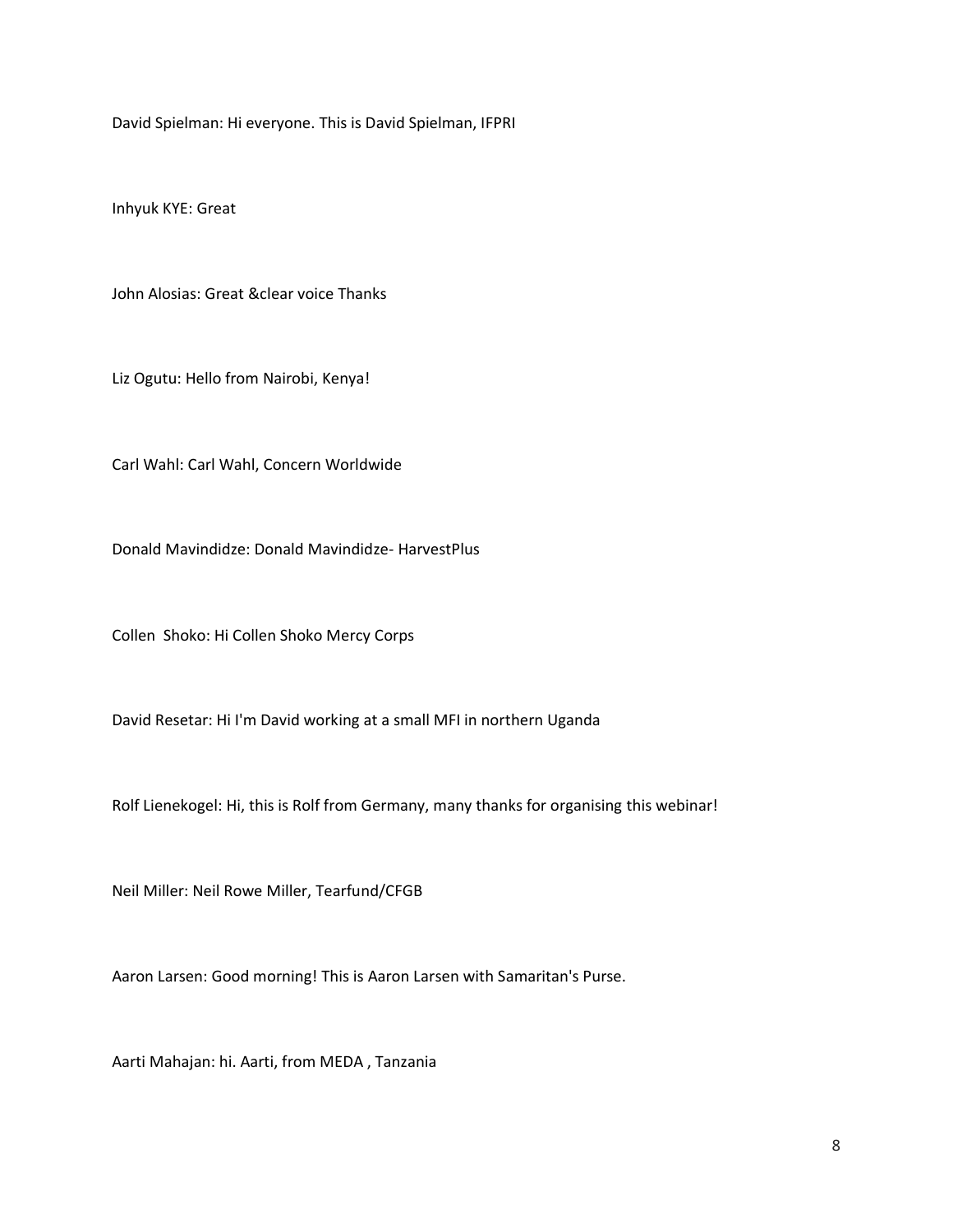David Spielman: Hi everyone. This is David Spielman, IFPRI

Inhyuk KYE: Great

John Alosias: Great &clear voice Thanks

Liz Ogutu: Hello from Nairobi, Kenya!

Carl Wahl: Carl Wahl, Concern Worldwide

Donald Mavindidze: Donald Mavindidze- HarvestPlus

Collen  Shoko: Hi Collen Shoko Mercy Corps

David Resetar: Hi I'm David working at a small MFI in northern Uganda

Rolf Lienekogel: Hi, this is Rolf from Germany, many thanks for organising this webinar!

Neil Miller: Neil Rowe Miller, Tearfund/CFGB

Aaron Larsen: Good morning! This is Aaron Larsen with Samaritan's Purse.

Aarti Mahajan: hi. Aarti, from MEDA , Tanzania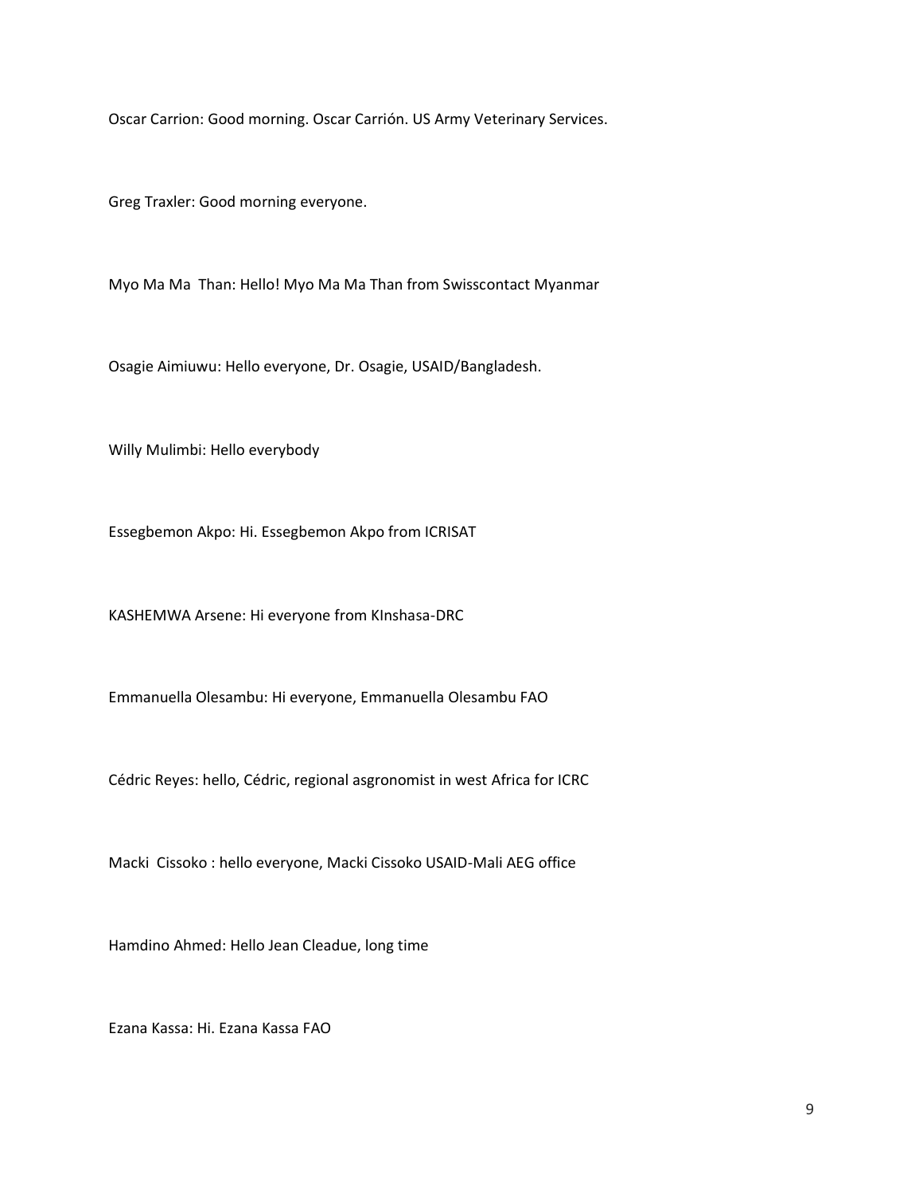Oscar Carrion: Good morning. Oscar Carrión. US Army Veterinary Services.

Greg Traxler: Good morning everyone.

Myo Ma Ma  Than: Hello! Myo Ma Ma Than from Swisscontact Myanmar

Osagie Aimiuwu: Hello everyone, Dr. Osagie, USAID/Bangladesh.

Willy Mulimbi: Hello everybody

Essegbemon Akpo: Hi. Essegbemon Akpo from ICRISAT

KASHEMWA Arsene: Hi everyone from KInshasa-DRC

Emmanuella Olesambu: Hi everyone, Emmanuella Olesambu FAO

Cédric Reyes: hello, Cédric, regional asgronomist in west Africa for ICRC

Macki  Cissoko : hello everyone, Macki Cissoko USAID-Mali AEG office

Hamdino Ahmed: Hello Jean Cleadue, long time

Ezana Kassa: Hi. Ezana Kassa FAO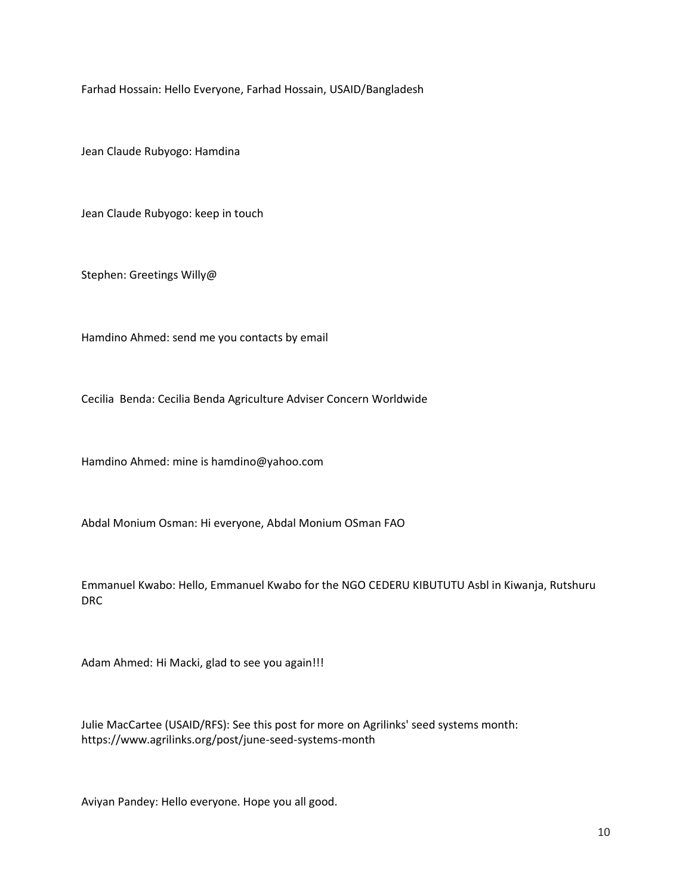Farhad Hossain: Hello Everyone, Farhad Hossain, USAID/Bangladesh

Jean Claude Rubyogo: Hamdina

Jean Claude Rubyogo: keep in touch

Stephen: Greetings Willy@

Hamdino Ahmed: send me you contacts by email

Cecilia  Benda: Cecilia Benda Agriculture Adviser Concern Worldwide

Hamdino Ahmed: mine is hamdino@yahoo.com

Abdal Monium Osman: Hi everyone, Abdal Monium OSman FAO

Emmanuel Kwabo: Hello, Emmanuel Kwabo for the NGO CEDERU KIBUTUTU Asbl in Kiwanja, Rutshuru DRC

Adam Ahmed: Hi Macki, glad to see you again!!!

Julie MacCartee (USAID/RFS): See this post for more on Agrilinks' seed systems month: https://www.agrilinks.org/post/june-seed-systems-month

Aviyan Pandey: Hello everyone. Hope you all good.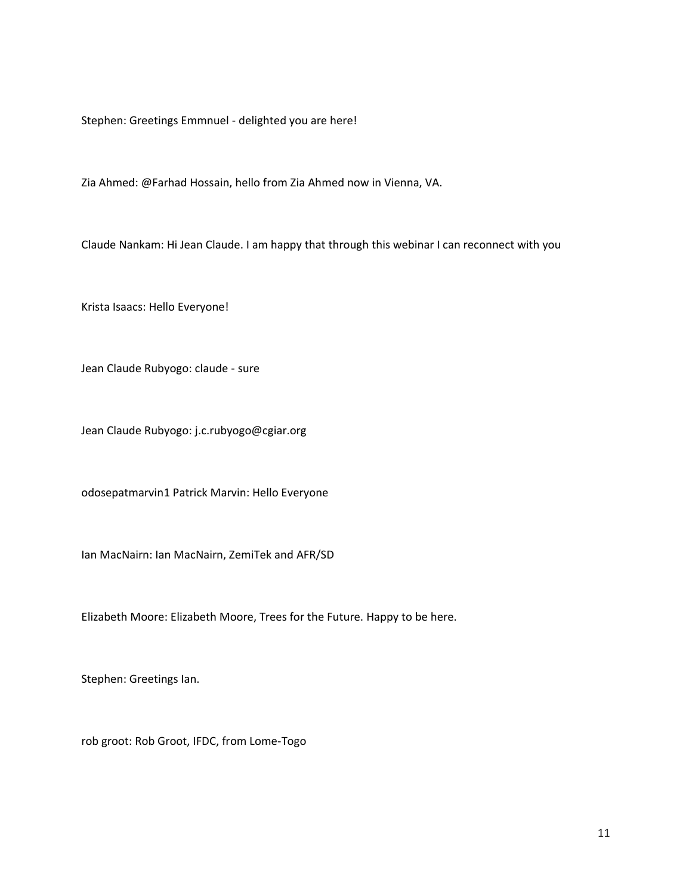Stephen: Greetings Emmnuel - delighted you are here!

Zia Ahmed: @Farhad Hossain, hello from Zia Ahmed now in Vienna, VA.

Claude Nankam: Hi Jean Claude. I am happy that through this webinar I can reconnect with you

Krista Isaacs: Hello Everyone!

Jean Claude Rubyogo: claude - sure

Jean Claude Rubyogo: j.c.rubyogo@cgiar.org

odosepatmarvin1 Patrick Marvin: Hello Everyone

Ian MacNairn: Ian MacNairn, ZemiTek and AFR/SD

Elizabeth Moore: Elizabeth Moore, Trees for the Future. Happy to be here.

Stephen: Greetings Ian.

rob groot: Rob Groot, IFDC, from Lome-Togo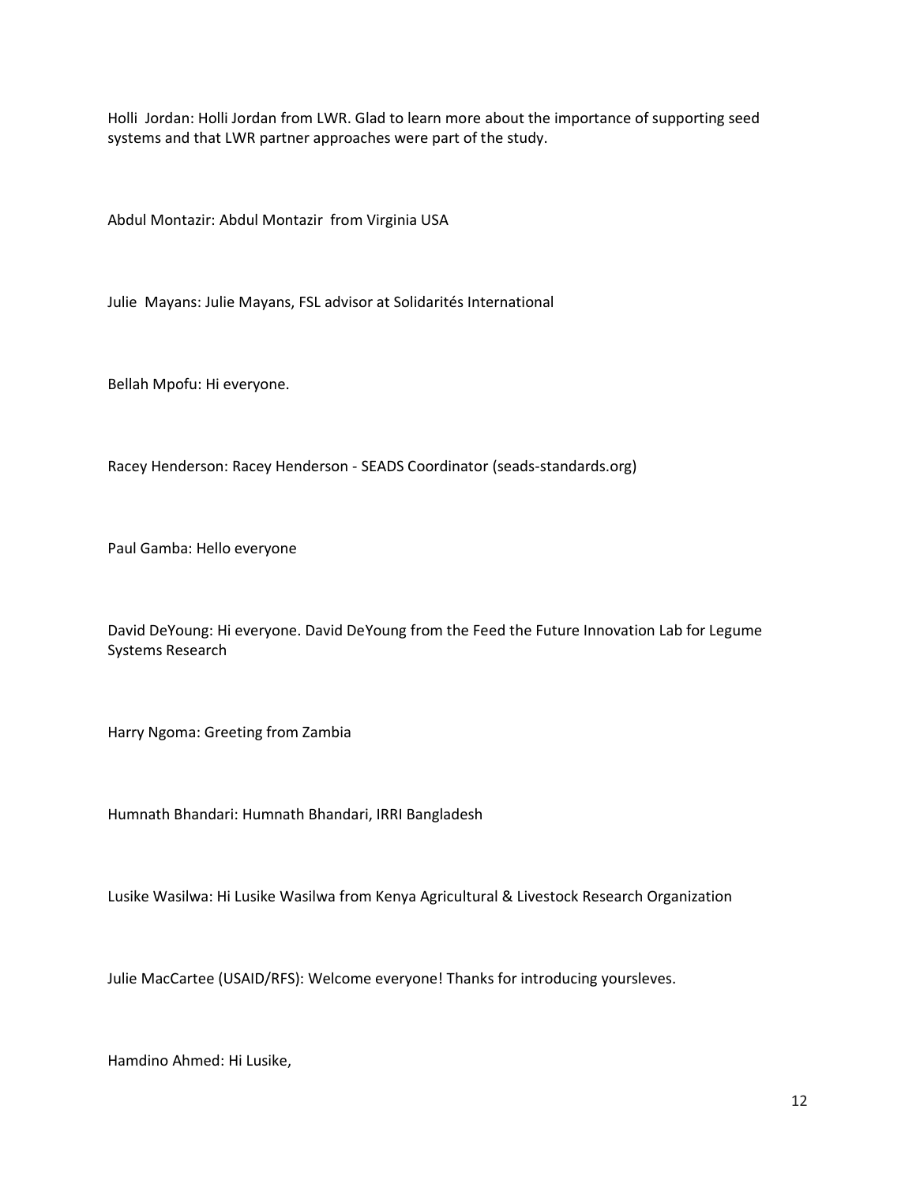Holli  Jordan: Holli Jordan from LWR. Glad to learn more about the importance of supporting seed systems and that LWR partner approaches were part of the study.

Abdul Montazir: Abdul Montazir  from Virginia USA

Julie  Mayans: Julie Mayans, FSL advisor at Solidarités International

Bellah Mpofu: Hi everyone.

Racey Henderson: Racey Henderson - SEADS Coordinator (seads-standards.org)

Paul Gamba: Hello everyone

David DeYoung: Hi everyone. David DeYoung from the Feed the Future Innovation Lab for Legume Systems Research

Harry Ngoma: Greeting from Zambia

Humnath Bhandari: Humnath Bhandari, IRRI Bangladesh

Lusike Wasilwa: Hi Lusike Wasilwa from Kenya Agricultural & Livestock Research Organization

Julie MacCartee (USAID/RFS): Welcome everyone! Thanks for introducing yoursleves.

Hamdino Ahmed: Hi Lusike,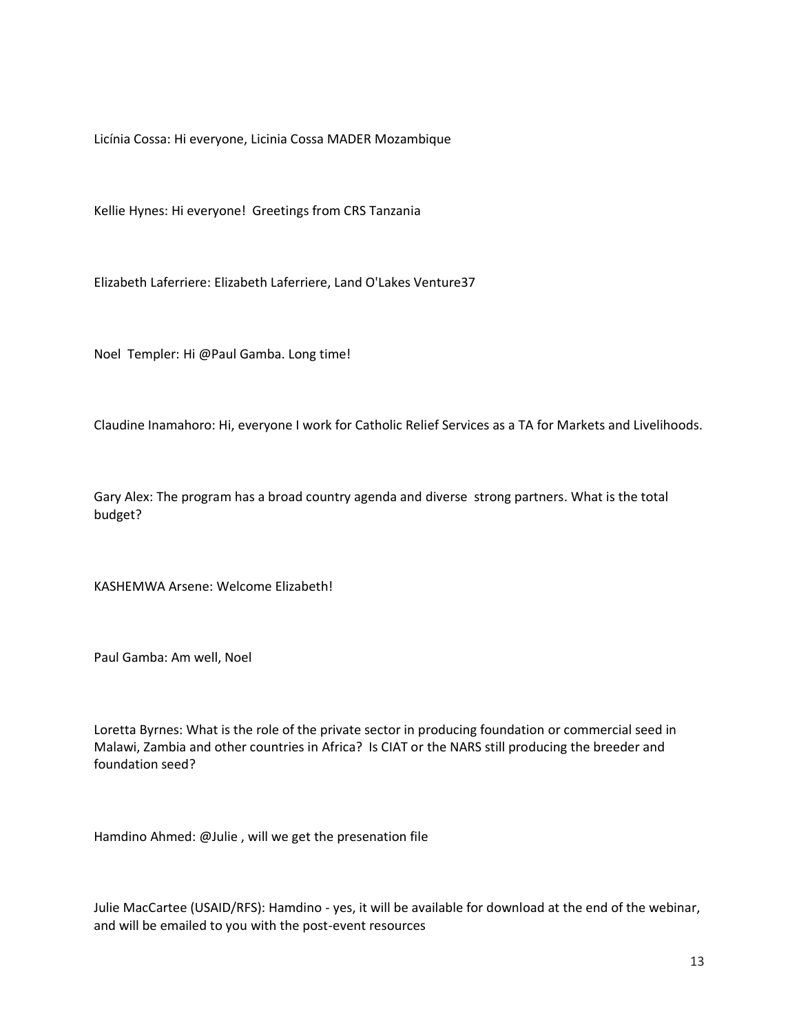Licínia Cossa: Hi everyone, Licinia Cossa MADER Mozambique

Kellie Hynes: Hi everyone!  Greetings from CRS Tanzania

Elizabeth Laferriere: Elizabeth Laferriere, Land O'Lakes Venture37

Noel  Templer: Hi @Paul Gamba. Long time!

Claudine Inamahoro: Hi, everyone I work for Catholic Relief Services as a TA for Markets and Livelihoods.

Gary Alex: The program has a broad country agenda and diverse  strong partners. What is the total budget?

KASHEMWA Arsene: Welcome Elizabeth!

Paul Gamba: Am well, Noel

Loretta Byrnes: What is the role of the private sector in producing foundation or commercial seed in Malawi, Zambia and other countries in Africa?  Is CIAT or the NARS still producing the breeder and foundation seed?

Hamdino Ahmed: @Julie , will we get the presenation file

Julie MacCartee (USAID/RFS): Hamdino - yes, it will be available for download at the end of the webinar, and will be emailed to you with the post-event resources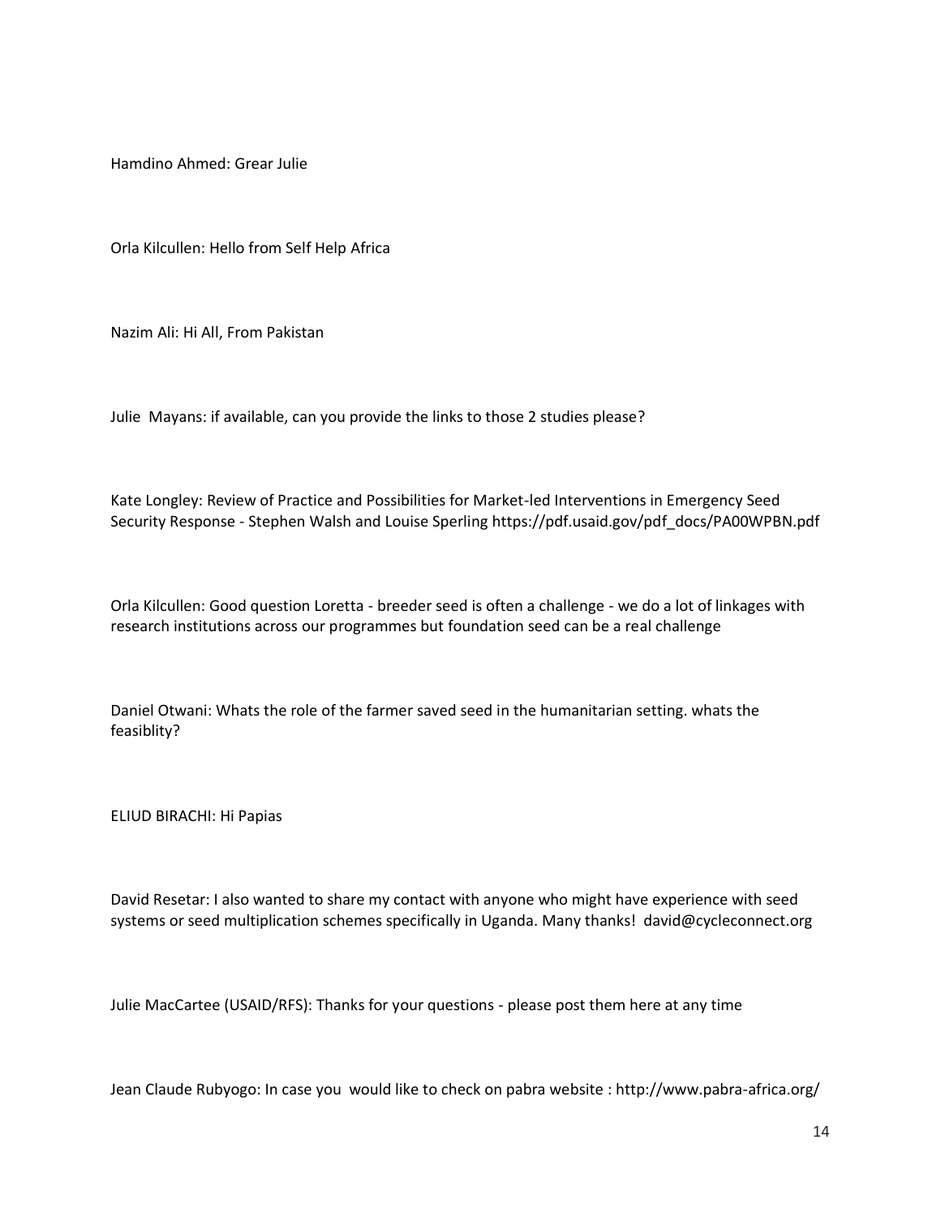Hamdino Ahmed: Grear Julie

Orla Kilcullen: Hello from Self Help Africa

Nazim Ali: Hi All, From Pakistan

Julie  Mayans: if available, can you provide the links to those 2 studies please?

Kate Longley: Review of Practice and Possibilities for Market-led Interventions in Emergency Seed Security Response - Stephen Walsh and Louise Sperling https://pdf.usaid.gov/pdf_docs/PA00WPBN.pdf

Orla Kilcullen: Good question Loretta - breeder seed is often a challenge - we do a lot of linkages with research institutions across our programmes but foundation seed can be a real challenge

Daniel Otwani: Whats the role of the farmer saved seed in the humanitarian setting. whats the feasiblity?

ELIUD BIRACHI: Hi Papias

David Resetar: I also wanted to share my contact with anyone who might have experience with seed systems or seed multiplication schemes specifically in Uganda. Many thanks!  david@cycleconnect.org

Julie MacCartee (USAID/RFS): Thanks for your questions - please post them here at any time

Jean Claude Rubyogo: In case you  would like to check on pabra website : http://www.pabra-africa.org/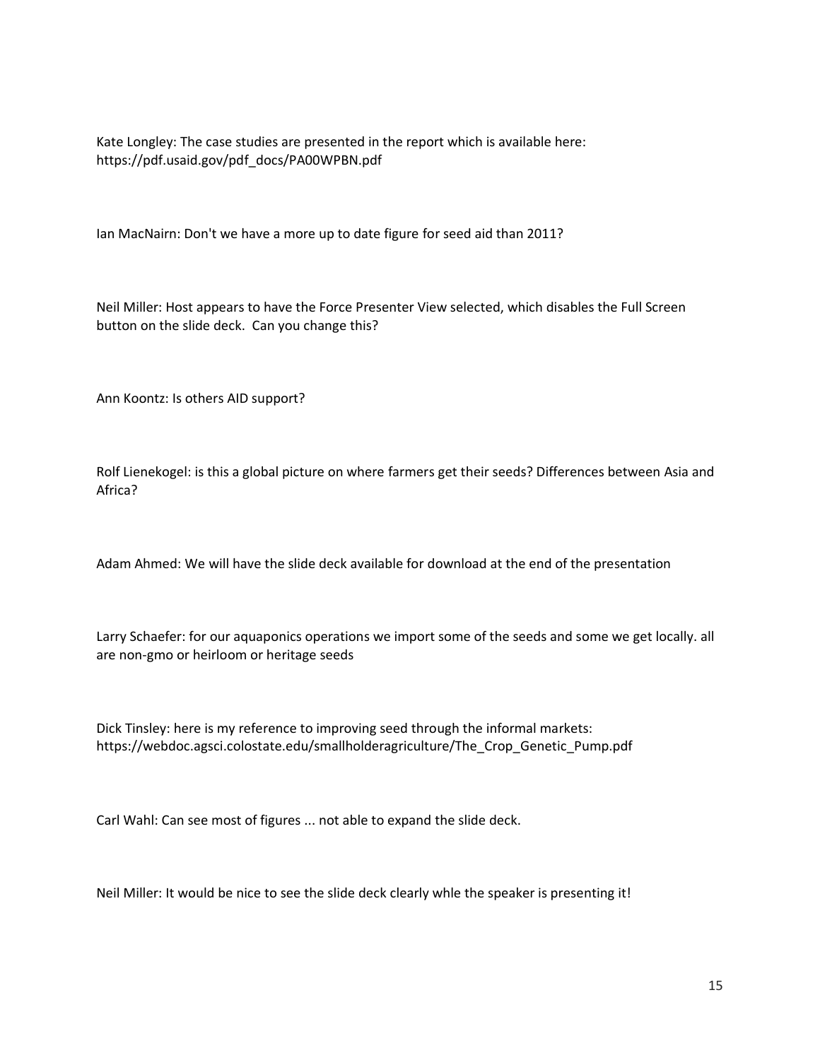Kate Longley: The case studies are presented in the report which is available here: https://pdf.usaid.gov/pdf_docs/PA00WPBN.pdf

Ian MacNairn: Don't we have a more up to date figure for seed aid than 2011?

Neil Miller: Host appears to have the Force Presenter View selected, which disables the Full Screen button on the slide deck. Can you change this?

Ann Koontz: Is others AID support?

Rolf Lienekogel: is this a global picture on where farmers get their seeds? Differences between Asia and Africa?

Adam Ahmed: We will have the slide deck available for download at the end of the presentation

Larry Schaefer: for our aquaponics operations we import some of the seeds and some we get locally. all are non-gmo or heirloom or heritage seeds

Dick Tinsley: here is my reference to improving seed through the informal markets: https://webdoc.agsci.colostate.edu/smallholderagriculture/The_Crop_Genetic_Pump.pdf

Carl Wahl: Can see most of figures ... not able to expand the slide deck.

Neil Miller: It would be nice to see the slide deck clearly whle the speaker is presenting it!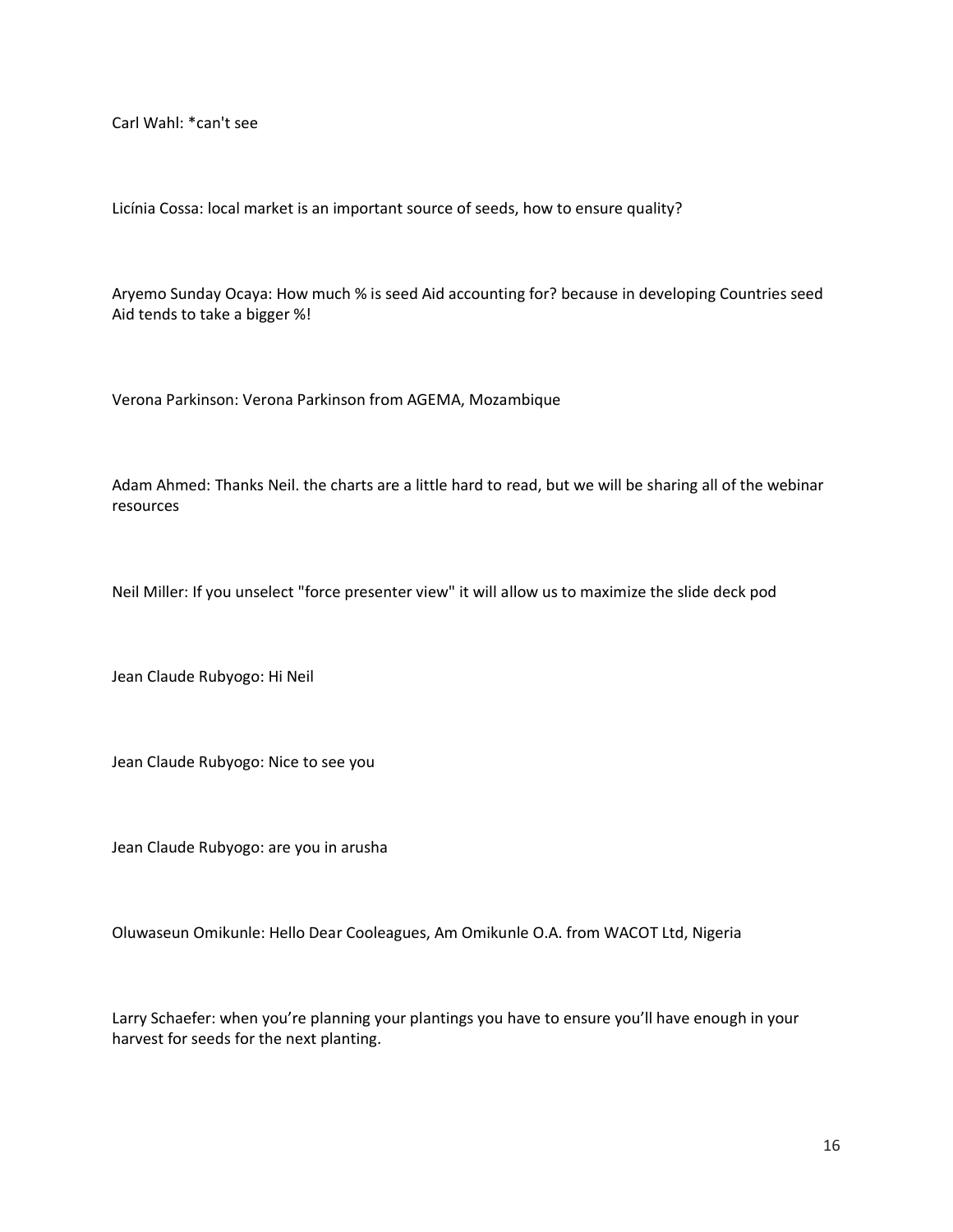Carl Wahl: *can't see

Licínia Cossa: local market is an important source of seeds, how to ensure quality?

Aryemo Sunday Ocaya: How much % is seed Aid accounting for? because in developing Countries seed Aid tends to take a bigger %!

Verona Parkinson: Verona Parkinson from AGEMA, Mozambique

Adam Ahmed: Thanks Neil. the charts are a little hard to read, but we will be sharing all of the webinar resources

Neil Miller: If you unselect "force presenter view" it will allow us to maximize the slide deck pod

Jean Claude Rubyogo: Hi Neil

Jean Claude Rubyogo: Nice to see you

Jean Claude Rubyogo: are you in arusha

Oluwaseun Omikunle: Hello Dear Cooleagues, Am Omikunle O.A. from WACOT Ltd, Nigeria

Larry Schaefer: when you're planning your plantings you have to ensure you'll have enough in your harvest for seeds for the next planting.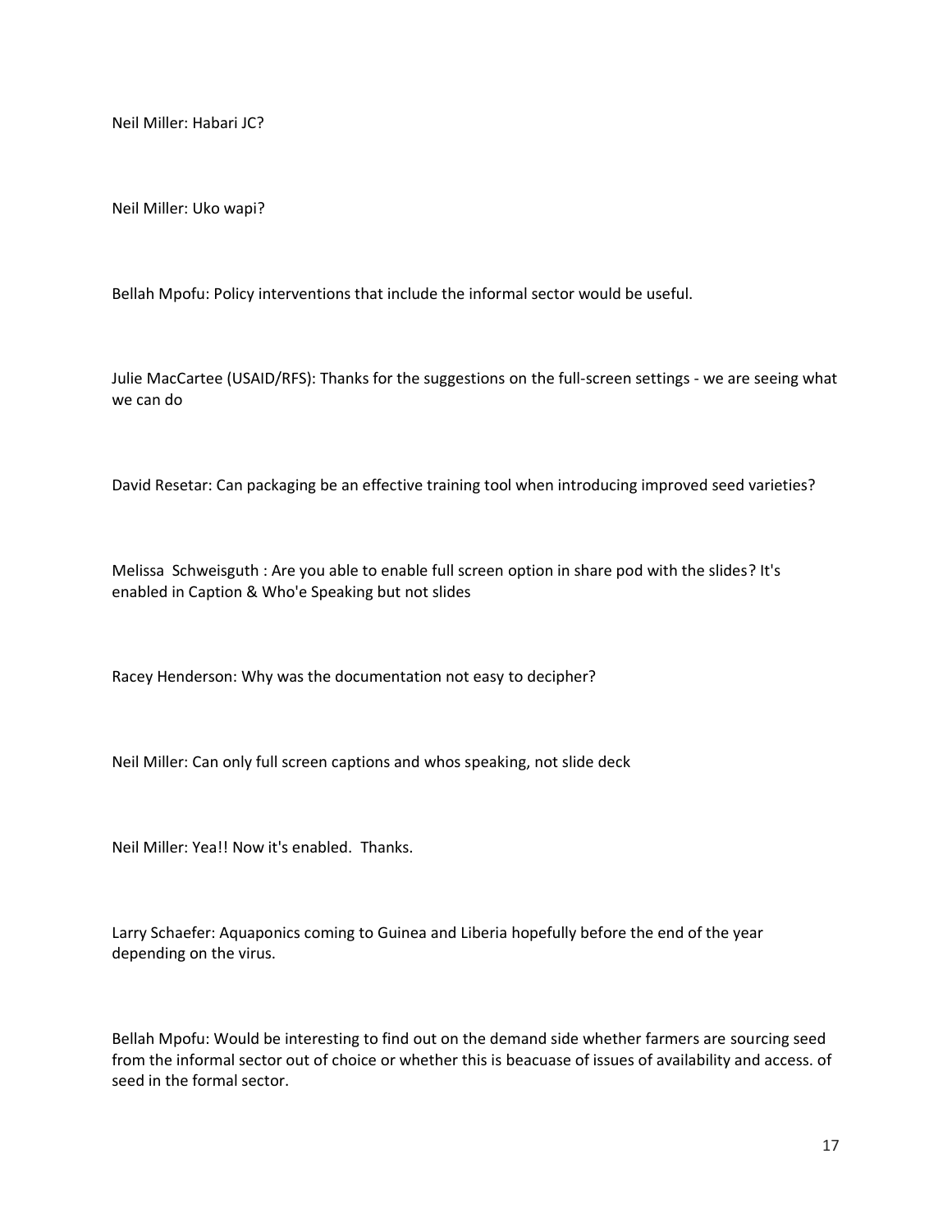Neil Miller: Habari JC?

Neil Miller: Uko wapi?

Bellah Mpofu: Policy interventions that include the informal sector would be useful.

Julie MacCartee (USAID/RFS): Thanks for the suggestions on the full-screen settings - we are seeing what we can do

David Resetar: Can packaging be an effective training tool when introducing improved seed varieties?

Melissa  Schweisguth : Are you able to enable full screen option in share pod with the slides? It's enabled in Caption & Who'e Speaking but not slides

Racey Henderson: Why was the documentation not easy to decipher?

Neil Miller: Can only full screen captions and whos speaking, not slide deck

Neil Miller: Yea!! Now it's enabled.  Thanks.

Larry Schaefer: Aquaponics coming to Guinea and Liberia hopefully before the end of the year depending on the virus.

Bellah Mpofu: Would be interesting to find out on the demand side whether farmers are sourcing seed from the informal sector out of choice or whether this is beacuase of issues of availability and access. of seed in the formal sector.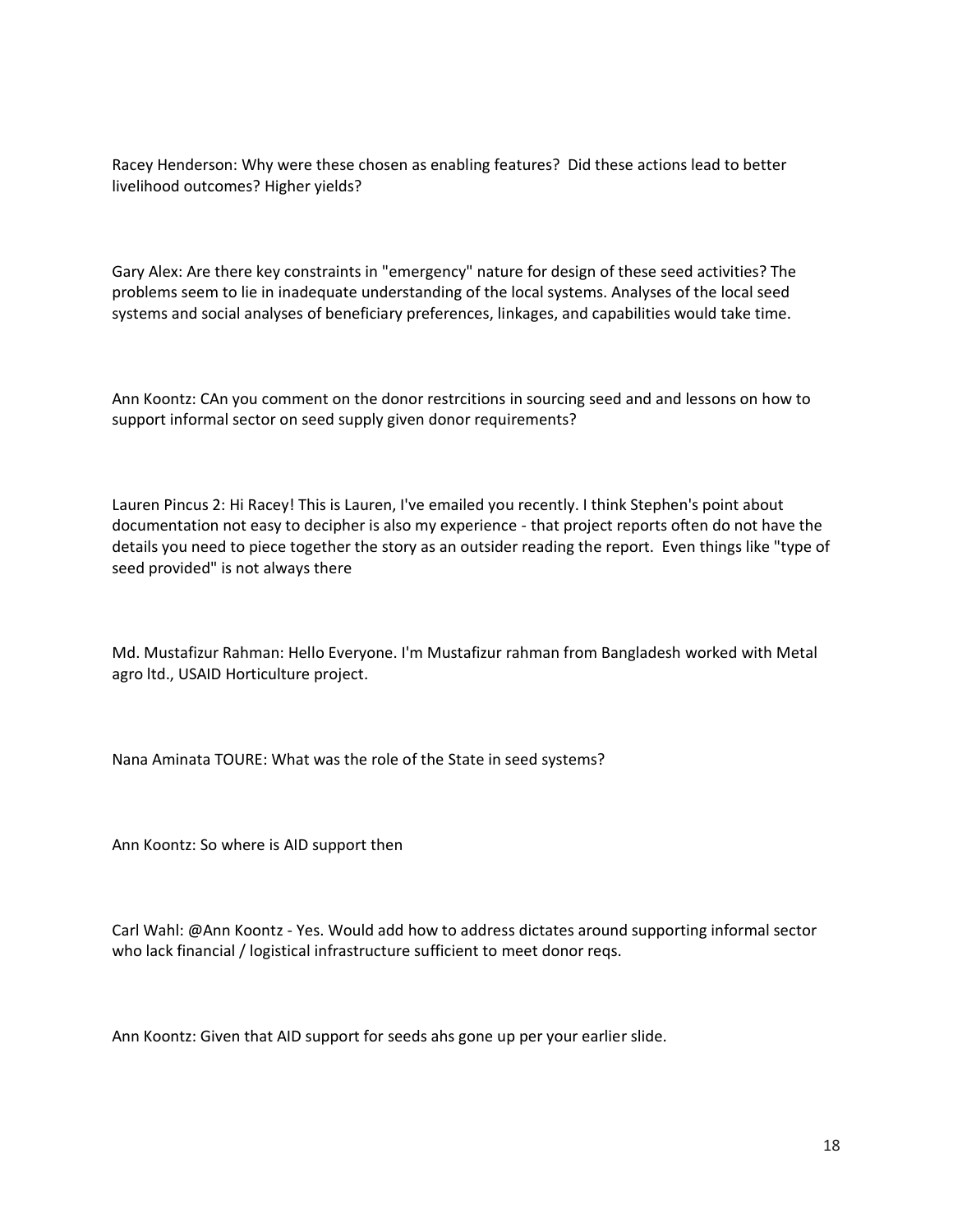Racey Henderson: Why were these chosen as enabling features? Did these actions lead to better livelihood outcomes? Higher yields?

Gary Alex: Are there key constraints in "emergency" nature for design of these seed activities? The problems seem to lie in inadequate understanding of the local systems. Analyses of the local seed systems and social analyses of beneficiary preferences, linkages, and capabilities would take time.

Ann Koontz: CAn you comment on the donor restrcitions in sourcing seed and and lessons on how to support informal sector on seed supply given donor requirements?

Lauren Pincus 2: Hi Racey! This is Lauren, I've emailed you recently. I think Stephen's point about documentation not easy to decipher is also my experience - that project reports often do not have the details you need to piece together the story as an outsider reading the report. Even things like "type of seed provided" is not always there

Md. Mustafizur Rahman: Hello Everyone. I'm Mustafizur rahman from Bangladesh worked with Metal agro ltd., USAID Horticulture project.

Nana Aminata TOURE: What was the role of the State in seed systems?

Ann Koontz: So where is AID support then

Carl Wahl: @Ann Koontz - Yes. Would add how to address dictates around supporting informal sector who lack financial / logistical infrastructure sufficient to meet donor reqs.

Ann Koontz: Given that AID support for seeds ahs gone up per your earlier slide.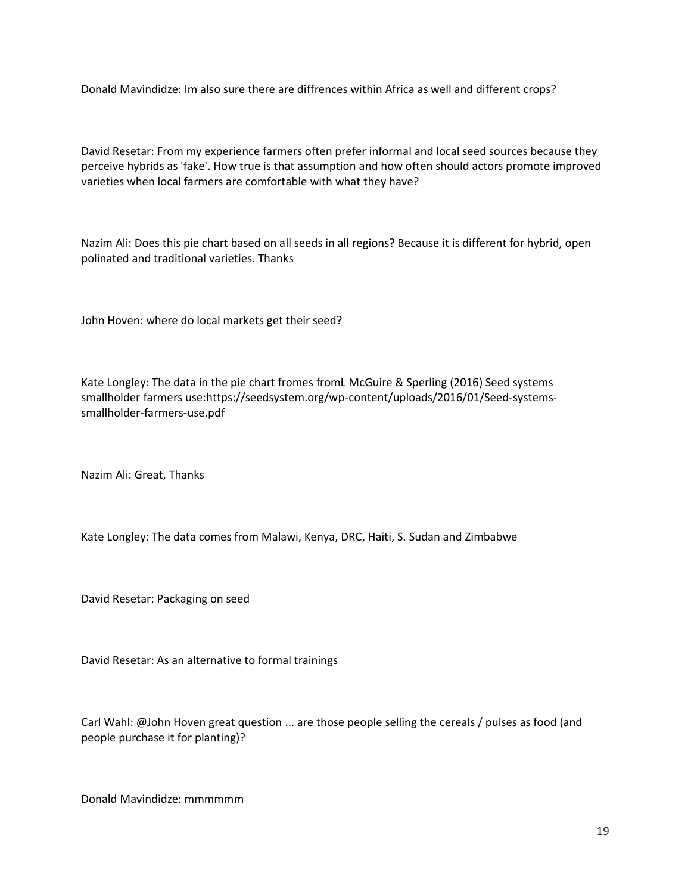Donald Mavindidze: Im also sure there are diffrences within Africa as well and different crops?

David Resetar: From my experience farmers often prefer informal and local seed sources because they perceive hybrids as 'fake'. How true is that assumption and how often should actors promote improved varieties when local farmers are comfortable with what they have?

Nazim Ali: Does this pie chart based on all seeds in all regions? Because it is different for hybrid, open polinated and traditional varieties. Thanks

John Hoven: where do local markets get their seed?

Kate Longley: The data in the pie chart fromes fromL McGuire & Sperling (2016) Seed systems smallholder farmers use:https://seedsystem.org/wp-content/uploads/2016/01/Seed-systems-smallholder-farmers-use.pdf

Nazim Ali: Great, Thanks

Kate Longley: The data comes from Malawi, Kenya, DRC, Haiti, S. Sudan and Zimbabwe

David Resetar: Packaging on seed

David Resetar: As an alternative to formal trainings

Carl Wahl: @John Hoven great question ... are those people selling the cereals / pulses as food (and people purchase it for planting)?

Donald Mavindidze: mmmmmm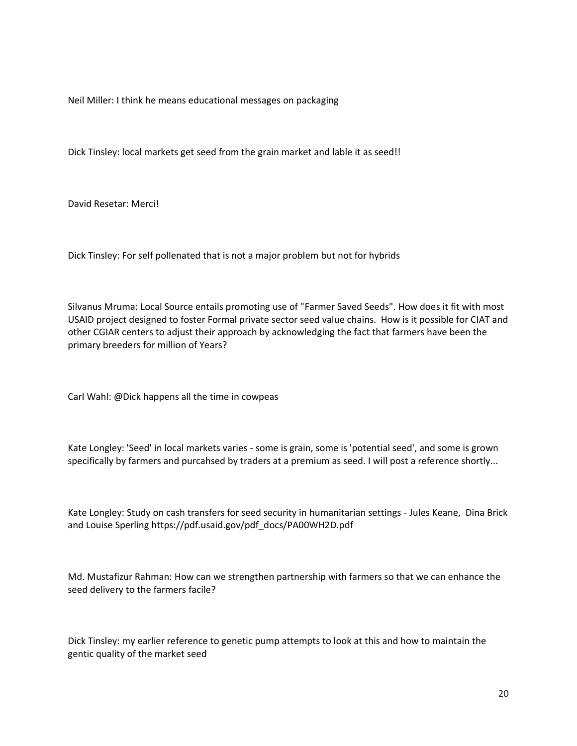Neil Miller: I think he means educational messages on packaging

Dick Tinsley: local markets get seed from the grain market and lable it as seed!!

David Resetar: Merci!

Dick Tinsley: For self pollenated that is not a major problem but not for hybrids

Silvanus Mruma: Local Source entails promoting use of "Farmer Saved Seeds". How does it fit with most USAID project designed to foster Formal private sector seed value chains. How is it possible for CIAT and other CGIAR centers to adjust their approach by acknowledging the fact that farmers have been the primary breeders for million of Years?

Carl Wahl: @Dick happens all the time in cowpeas

Kate Longley: 'Seed' in local markets varies - some is grain, some is 'potential seed', and some is grown specifically by farmers and purcahsed by traders at a premium as seed. I will post a reference shortly...

Kate Longley: Study on cash transfers for seed security in humanitarian settings - Jules Keane, Dina Brick and Louise Sperling https://pdf.usaid.gov/pdf_docs/PA00WH2D.pdf

Md. Mustafizur Rahman: How can we strengthen partnership with farmers so that we can enhance the seed delivery to the farmers facile?

Dick Tinsley: my earlier reference to genetic pump attempts to look at this and how to maintain the gentic quality of the market seed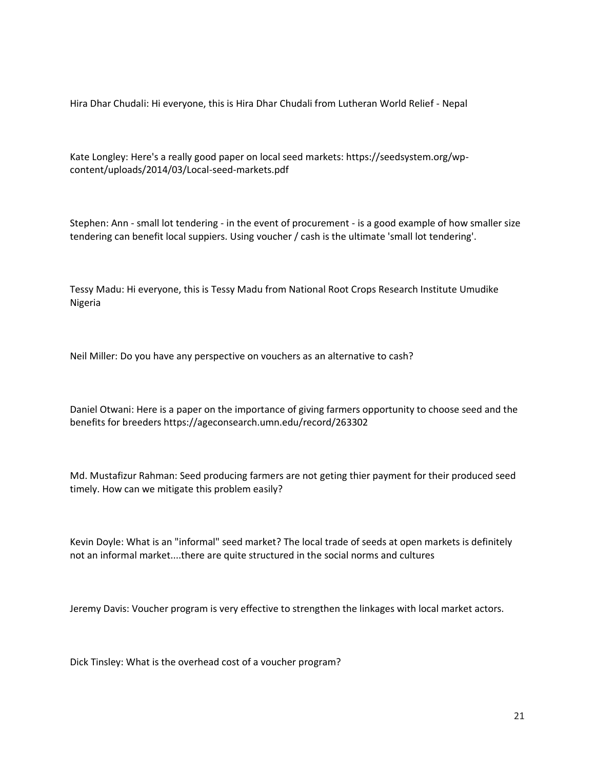Hira Dhar Chudali: Hi everyone, this is Hira Dhar Chudali from Lutheran World Relief - Nepal

Kate Longley: Here's a really good paper on local seed markets: https://seedsystem.org/wp-content/uploads/2014/03/Local-seed-markets.pdf

Stephen: Ann - small lot tendering - in the event of procurement - is a good example of how smaller size tendering can benefit local suppiers. Using voucher / cash is the ultimate 'small lot tendering'.

Tessy Madu: Hi everyone, this is Tessy Madu from National Root Crops Research Institute Umudike Nigeria

Neil Miller: Do you have any perspective on vouchers as an alternative to cash?

Daniel Otwani: Here is a paper on the importance of giving farmers opportunity to choose seed and the benefits for breeders https://ageconsearch.umn.edu/record/263302

Md. Mustafizur Rahman: Seed producing farmers are not geting thier payment for their produced seed timely. How can we mitigate this problem easily?

Kevin Doyle: What is an "informal" seed market? The local trade of seeds at open markets is definitely not an informal market....there are quite structured in the social norms and cultures

Jeremy Davis: Voucher program is very effective to strengthen the linkages with local market actors.

Dick Tinsley: What is the overhead cost of a voucher program?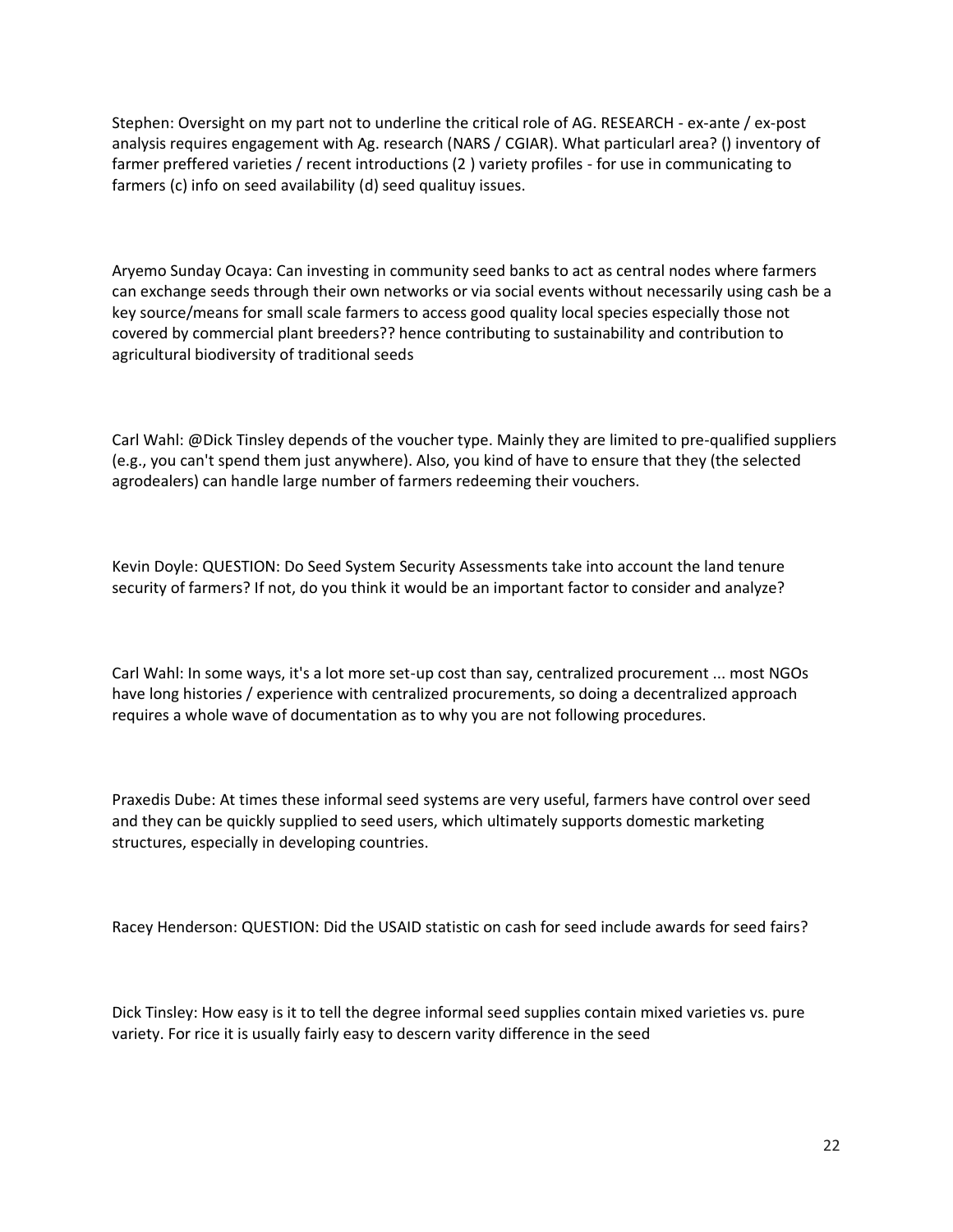Stephen: Oversight on my part not to underline the critical role of AG. RESEARCH - ex-ante / ex-post analysis requires engagement with Ag. research (NARS / CGIAR). What particularl area? () inventory of farmer preffered varieties / recent introductions (2 ) variety profiles - for use in communicating to farmers (c) info on seed availability (d) seed qualituy issues.

Aryemo Sunday Ocaya: Can investing in community seed banks to act as central nodes where farmers can exchange seeds through their own networks or via social events without necessarily using cash be a key source/means for small scale farmers to access good quality local species especially those not covered by commercial plant breeders?? hence contributing to sustainability and contribution to agricultural biodiversity of traditional seeds

Carl Wahl: @Dick Tinsley depends of the voucher type. Mainly they are limited to pre-qualified suppliers (e.g., you can't spend them just anywhere). Also, you kind of have to ensure that they (the selected agrodealers) can handle large number of farmers redeeming their vouchers.

Kevin Doyle: QUESTION: Do Seed System Security Assessments take into account the land tenure security of farmers? If not, do you think it would be an important factor to consider and analyze?

Carl Wahl: In some ways, it's a lot more set-up cost than say, centralized procurement ... most NGOs have long histories / experience with centralized procurements, so doing a decentralized approach requires a whole wave of documentation as to why you are not following procedures.

Praxedis Dube: At times these informal seed systems are very useful, farmers have control over seed and they can be quickly supplied to seed users, which ultimately supports domestic marketing structures, especially in developing countries.

Racey Henderson: QUESTION: Did the USAID statistic on cash for seed include awards for seed fairs?

Dick Tinsley: How easy is it to tell the degree informal seed supplies contain mixed varieties vs. pure variety. For rice it is usually fairly easy to descern varity difference in the seed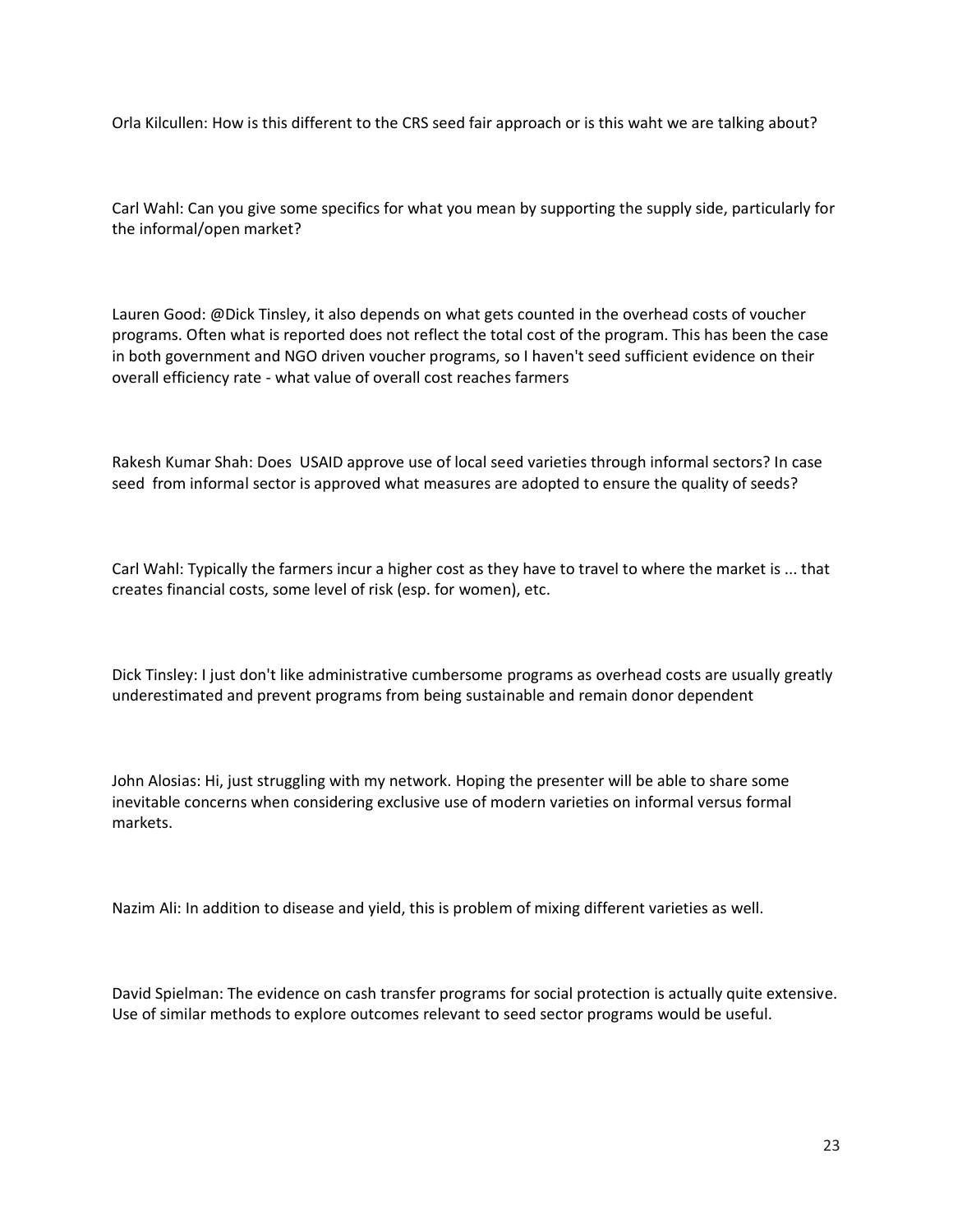Orla Kilcullen: How is this different to the CRS seed fair approach or is this waht we are talking about?

Carl Wahl: Can you give some specifics for what you mean by supporting the supply side, particularly for the informal/open market?

Lauren Good: @Dick Tinsley, it also depends on what gets counted in the overhead costs of voucher programs. Often what is reported does not reflect the total cost of the program. This has been the case in both government and NGO driven voucher programs, so I haven't seed sufficient evidence on their overall efficiency rate - what value of overall cost reaches farmers

Rakesh Kumar Shah: Does USAID approve use of local seed varieties through informal sectors? In case seed from informal sector is approved what measures are adopted to ensure the quality of seeds?

Carl Wahl: Typically the farmers incur a higher cost as they have to travel to where the market is ... that creates financial costs, some level of risk (esp. for women), etc.

Dick Tinsley: I just don't like administrative cumbersome programs as overhead costs are usually greatly underestimated and prevent programs from being sustainable and remain donor dependent

John Alosias: Hi, just struggling with my network. Hoping the presenter will be able to share some inevitable concerns when considering exclusive use of modern varieties on informal versus formal markets.

Nazim Ali: In addition to disease and yield, this is problem of mixing different varieties as well.

David Spielman: The evidence on cash transfer programs for social protection is actually quite extensive. Use of similar methods to explore outcomes relevant to seed sector programs would be useful.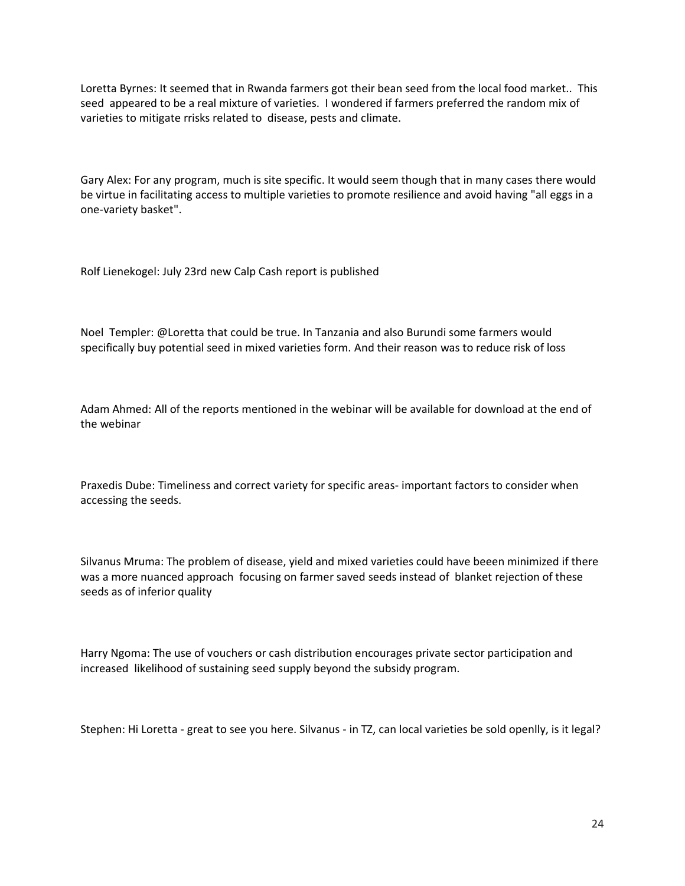Loretta Byrnes: It seemed that in Rwanda farmers got their bean seed from the local food market.. This seed appeared to be a real mixture of varieties. I wondered if farmers preferred the random mix of varieties to mitigate rrisks related to disease, pests and climate.

Gary Alex: For any program, much is site specific. It would seem though that in many cases there would be virtue in facilitating access to multiple varieties to promote resilience and avoid having "all eggs in a one-variety basket".

Rolf Lienekogel: July 23rd new Calp Cash report is published

Noel Templer: @Loretta that could be true. In Tanzania and also Burundi some farmers would specifically buy potential seed in mixed varieties form. And their reason was to reduce risk of loss

Adam Ahmed: All of the reports mentioned in the webinar will be available for download at the end of the webinar

Praxedis Dube: Timeliness and correct variety for specific areas- important factors to consider when accessing the seeds.

Silvanus Mruma: The problem of disease, yield and mixed varieties could have beeen minimized if there was a more nuanced approach focusing on farmer saved seeds instead of blanket rejection of these seeds as of inferior quality

Harry Ngoma: The use of vouchers or cash distribution encourages private sector participation and increased likelihood of sustaining seed supply beyond the subsidy program.

Stephen: Hi Loretta - great to see you here. Silvanus - in TZ, can local varieties be sold openlly, is it legal?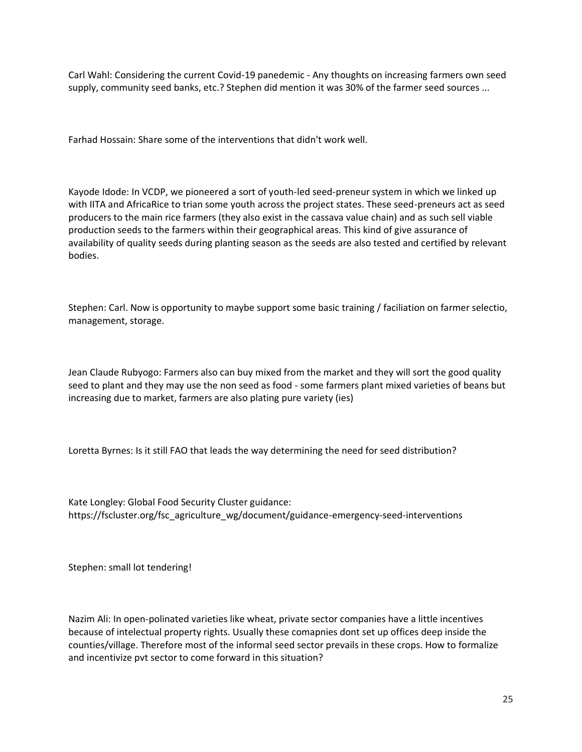Carl Wahl: Considering the current Covid-19 panedemic - Any thoughts on increasing farmers own seed supply, community seed banks, etc.? Stephen did mention it was 30% of the farmer seed sources ...

Farhad Hossain: Share some of the interventions that didn't work well.

Kayode Idode: In VCDP, we pioneered a sort of youth-led seed-preneur system in which we linked up with IITA and AfricaRice to trian some youth across the project states. These seed-preneurs act as seed producers to the main rice farmers (they also exist in the cassava value chain) and as such sell viable production seeds to the farmers within their geographical areas. This kind of give assurance of availability of quality seeds during planting season as the seeds are also tested and certified by relevant bodies.

Stephen: Carl. Now is opportunity to maybe support some basic training / faciliation on farmer selectio, management, storage.

Jean Claude Rubyogo: Farmers also can buy mixed from the market and they will sort the good quality seed to plant and they may use the non seed as food - some farmers plant mixed varieties of beans but increasing due to market, farmers are also plating pure variety (ies)

Loretta Byrnes: Is it still FAO that leads the way determining the need for seed distribution?

Kate Longley: Global Food Security Cluster guidance: https://fscluster.org/fsc_agriculture_wg/document/guidance-emergency-seed-interventions

Stephen: small lot tendering!

Nazim Ali: In open-polinated varieties like wheat, private sector companies have a little incentives because of intelectual property rights. Usually these comapnies dont set up offices deep inside the counties/village. Therefore most of the informal seed sector prevails in these crops. How to formalize and incentivize pvt sector to come forward in this situation?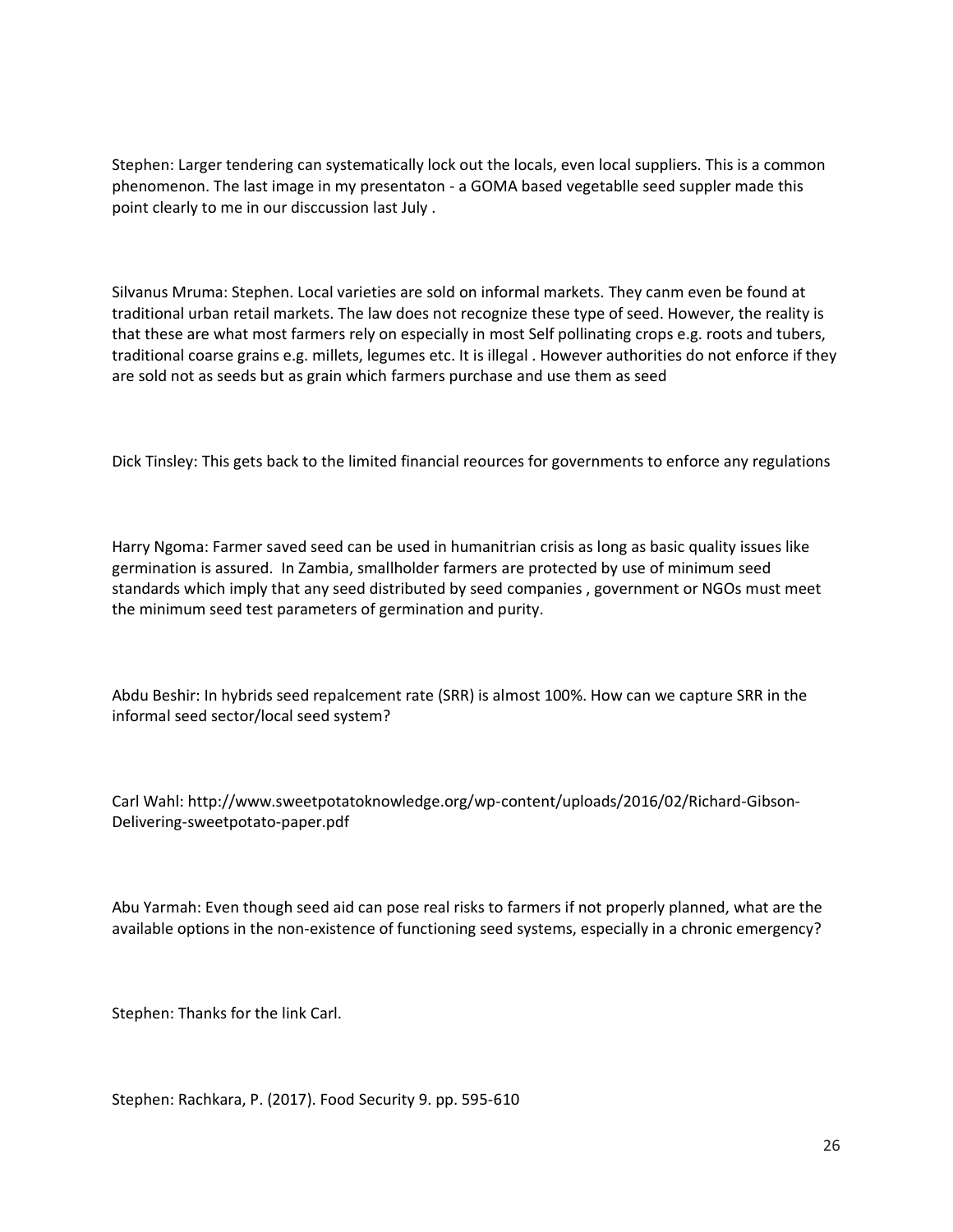Stephen: Larger tendering can systematically lock out the locals, even local suppliers. This is a common phenomenon. The last image in my presentaton - a GOMA based vegetablle seed suppler made this point clearly to me in our disccussion last July .

Silvanus Mruma: Stephen. Local varieties are sold on informal markets. They canm even be found at traditional urban retail markets. The law does not recognize these type of seed. However, the reality is that these are what most farmers rely on especially in most Self pollinating crops e.g. roots and tubers, traditional coarse grains e.g. millets, legumes etc. It is illegal . However authorities do not enforce if they are sold not as seeds but as grain which farmers purchase and use them as seed

Dick Tinsley: This gets back to the limited financial reources for governments to enforce any regulations

Harry Ngoma: Farmer saved seed can be used in humanitrian crisis as long as basic quality issues like germination is assured. In Zambia, smallholder farmers are protected by use of minimum seed standards which imply that any seed distributed by seed companies , government or NGOs must meet the minimum seed test parameters of germination and purity.

Abdu Beshir: In hybrids seed repalcement rate (SRR) is almost 100%. How can we capture SRR in the informal seed sector/local seed system?

Carl Wahl: http://www.sweetpotatoknowledge.org/wp-content/uploads/2016/02/Richard-Gibson-Delivering-sweetpotato-paper.pdf

Abu Yarmah: Even though seed aid can pose real risks to farmers if not properly planned, what are the available options in the non-existence of functioning seed systems, especially in a chronic emergency?

Stephen: Thanks for the link Carl.

Stephen: Rachkara, P. (2017). Food Security 9. pp. 595-610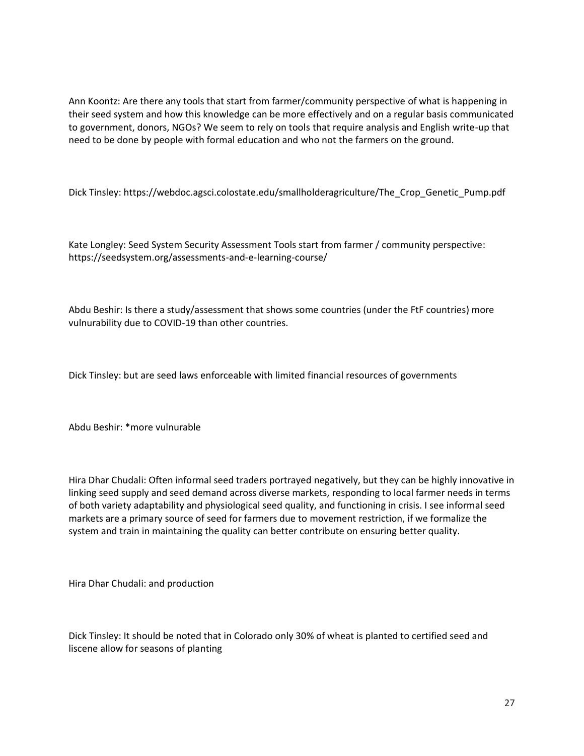Ann Koontz: Are there any tools that start from farmer/community perspective of what is happening in their seed system and how this knowledge can be more effectively and on a regular basis communicated to government, donors, NGOs? We seem to rely on tools that require analysis and English write-up that need to be done by people with formal education and who not the farmers on the ground.

Dick Tinsley: https://webdoc.agsci.colostate.edu/smallholderagriculture/The_Crop_Genetic_Pump.pdf

Kate Longley: Seed System Security Assessment Tools start from farmer / community perspective: https://seedsystem.org/assessments-and-e-learning-course/

Abdu Beshir: Is there a study/assessment that shows some countries (under the FtF countries) more vulnurability due to COVID-19 than other countries.

Dick Tinsley: but are seed laws enforceable with limited financial resources of governments

Abdu Beshir: *more vulnurable

Hira Dhar Chudali: Often informal seed traders portrayed negatively, but they can be highly innovative in linking seed supply and seed demand across diverse markets, responding to local farmer needs in terms of both variety adaptability and physiological seed quality, and functioning in crisis. I see informal seed markets are a primary source of seed for farmers due to movement restriction, if we formalize the system and train in maintaining the quality can better contribute on ensuring better quality.

Hira Dhar Chudali: and production

Dick Tinsley: It should be noted that in Colorado only 30% of wheat is planted to certified seed and liscene allow for seasons of planting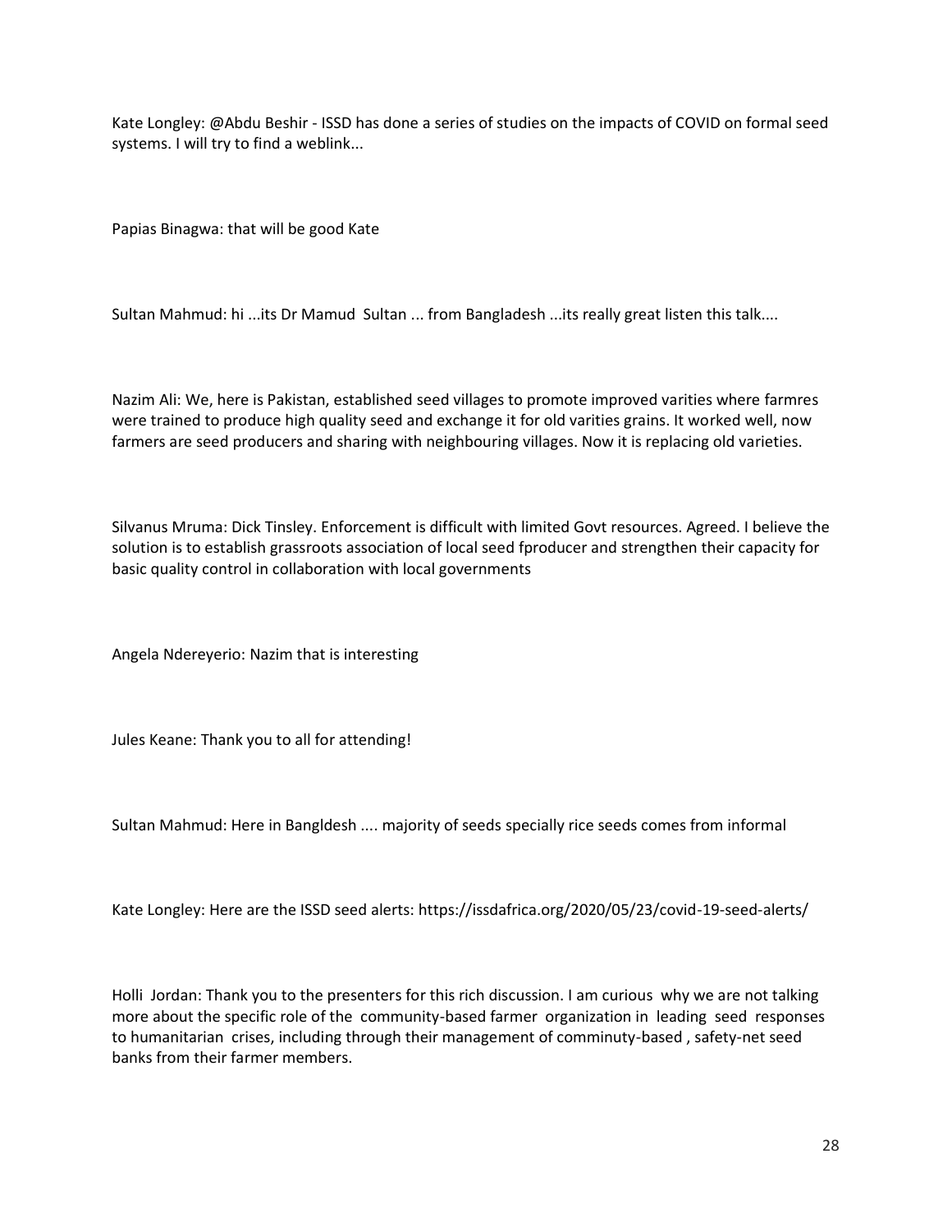Kate Longley: @Abdu Beshir - ISSD has done a series of studies on the impacts of COVID on formal seed systems. I will try to find a weblink...

Papias Binagwa: that will be good Kate

Sultan Mahmud: hi ...its Dr Mamud  Sultan ... from Bangladesh ...its really great listen this talk....

Nazim Ali: We, here is Pakistan, established seed villages to promote improved varities where farmres were trained to produce high quality seed and exchange it for old varities grains. It worked well, now farmers are seed producers and sharing with neighbouring villages. Now it is replacing old varieties.

Silvanus Mruma: Dick Tinsley. Enforcement is difficult with limited Govt resources. Agreed. I believe the solution is to establish grassroots association of local seed fproducer and strengthen their capacity for basic quality control in collaboration with local governments

Angela Ndereyerio: Nazim that is interesting

Jules Keane: Thank you to all for attending!

Sultan Mahmud: Here in Bangldesh .... majority of seeds specially rice seeds comes from informal

Kate Longley: Here are the ISSD seed alerts: https://issdafrica.org/2020/05/23/covid-19-seed-alerts/

Holli  Jordan: Thank you to the presenters for this rich discussion. I am curious  why we are not talking more about the specific role of the  community-based farmer  organization in  leading  seed  responses to humanitarian  crises, including through their management of comminuty-based , safety-net seed banks from their farmer members.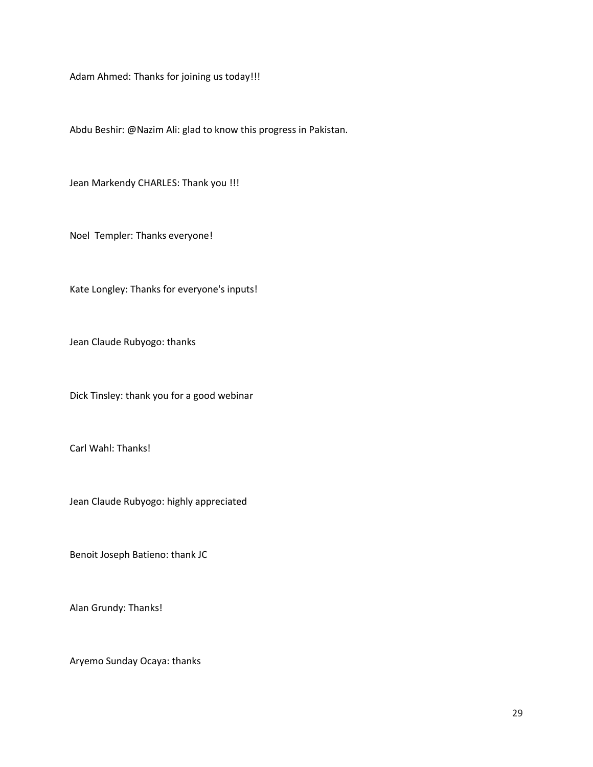Adam Ahmed: Thanks for joining us today!!!

Abdu Beshir: @Nazim Ali: glad to know this progress in Pakistan.

Jean Markendy CHARLES: Thank you !!!

Noel  Templer: Thanks everyone!

Kate Longley: Thanks for everyone's inputs!

Jean Claude Rubyogo: thanks

Dick Tinsley: thank you for a good webinar

Carl Wahl: Thanks!

Jean Claude Rubyogo: highly appreciated

Benoit Joseph Batieno: thank JC

Alan Grundy: Thanks!

Aryemo Sunday Ocaya: thanks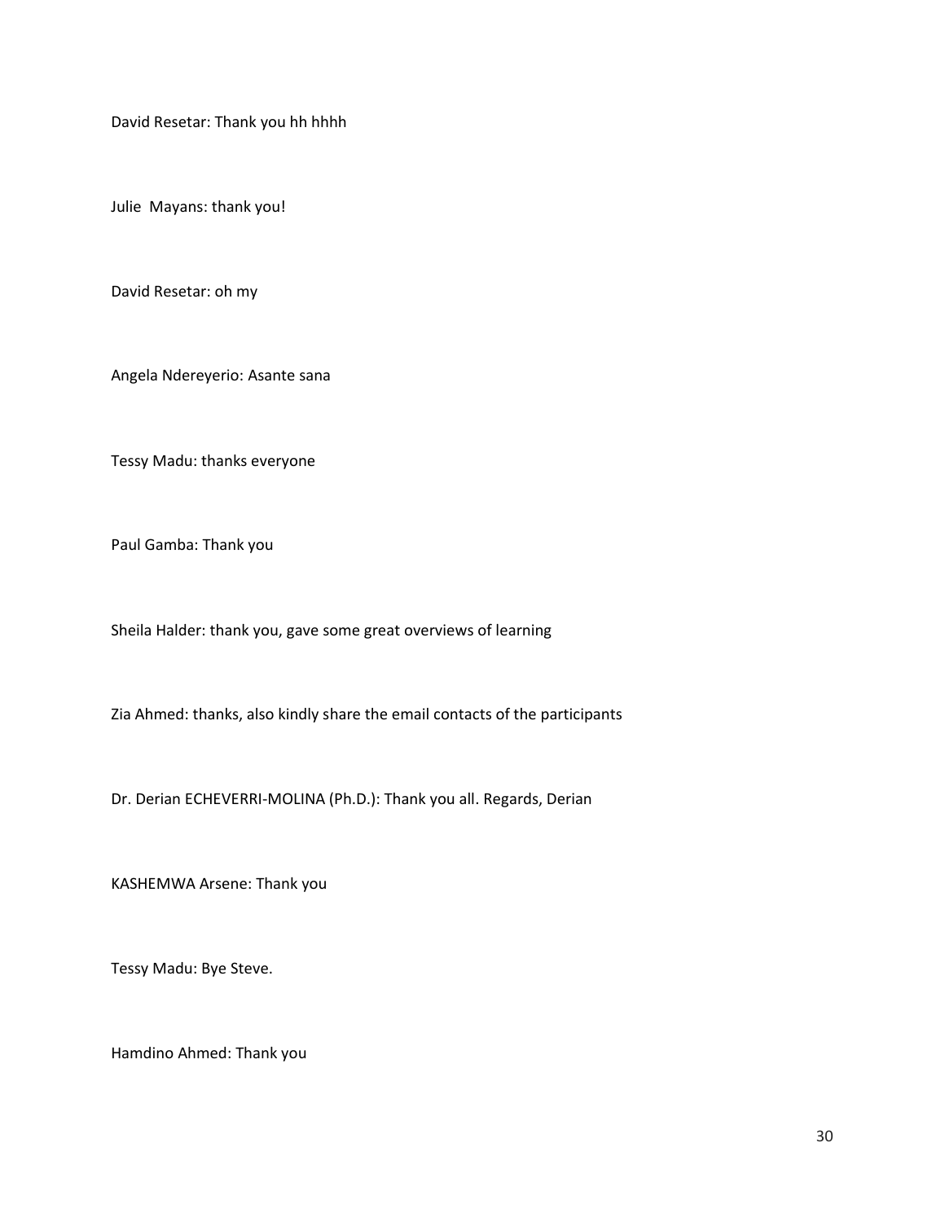David Resetar: Thank you hh hhhh

Julie  Mayans: thank you!

David Resetar: oh my

Angela Ndereyerio: Asante sana

Tessy Madu: thanks everyone

Paul Gamba: Thank you

Sheila Halder: thank you, gave some great overviews of learning

Zia Ahmed: thanks, also kindly share the email contacts of the participants

Dr. Derian ECHEVERRI-MOLINA (Ph.D.): Thank you all. Regards, Derian

KASHEMWA Arsene: Thank you

Tessy Madu: Bye Steve.

Hamdino Ahmed: Thank you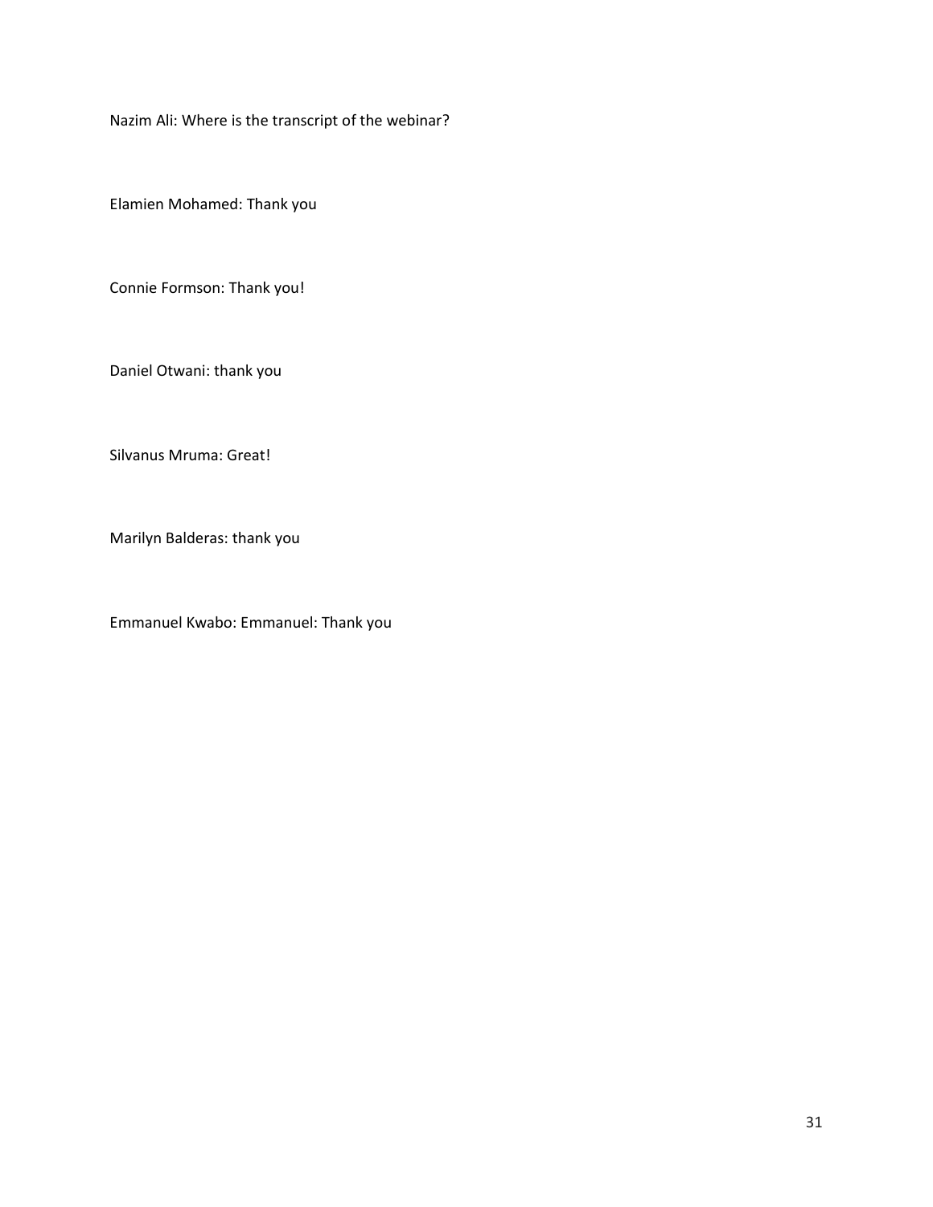Nazim Ali: Where is the transcript of the webinar?

Elamien Mohamed: Thank you

Connie Formson: Thank you!

Daniel Otwani: thank you

Silvanus Mruma: Great!

Marilyn Balderas: thank you

Emmanuel Kwabo: Emmanuel: Thank you